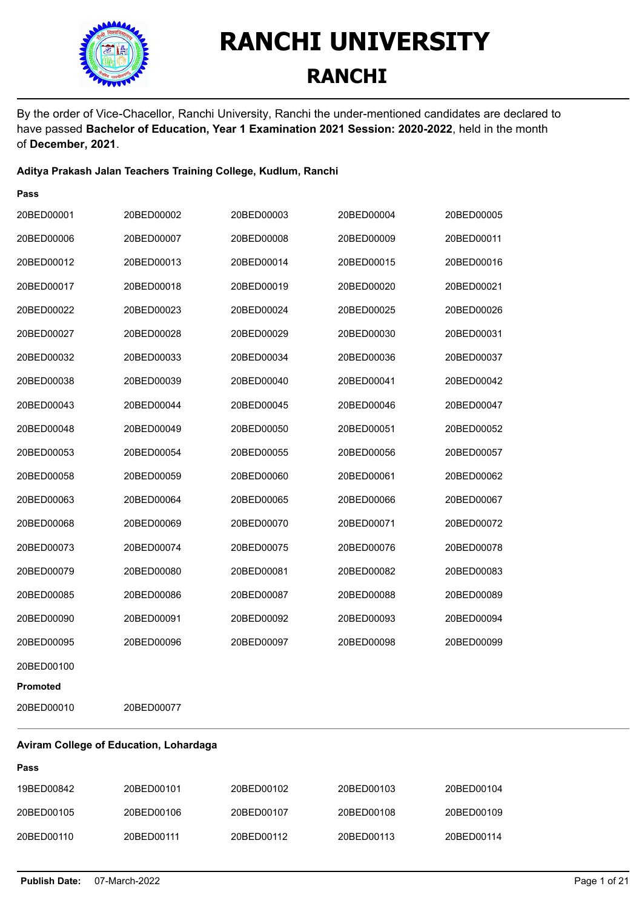# RANCHI UNIVERSITY

## RANCHI

By the order of Vice-Chacellor, Ranchi University, Ranchi the under-mentioned candidates are declared to have passed **Bachelor of Education, Year 1 Examination 2021 Session: 2020-2022**, held in the month of **December, 2021**.

**Aditya Prakash Jalan Teachers Training College, Kudlum, Ranchi**

**Pass**

| | | | | |
|---|---|---|---|---|
| 20BED00001 | 20BED00002 | 20BED00003 | 20BED00004 | 20BED00005 |
| 20BED00006 | 20BED00007 | 20BED00008 | 20BED00009 | 20BED00011 |
| 20BED00012 | 20BED00013 | 20BED00014 | 20BED00015 | 20BED00016 |
| 20BED00017 | 20BED00018 | 20BED00019 | 20BED00020 | 20BED00021 |
| 20BED00022 | 20BED00023 | 20BED00024 | 20BED00025 | 20BED00026 |
| 20BED00027 | 20BED00028 | 20BED00029 | 20BED00030 | 20BED00031 |
| 20BED00032 | 20BED00033 | 20BED00034 | 20BED00036 | 20BED00037 |
| 20BED00038 | 20BED00039 | 20BED00040 | 20BED00041 | 20BED00042 |
| 20BED00043 | 20BED00044 | 20BED00045 | 20BED00046 | 20BED00047 |
| 20BED00048 | 20BED00049 | 20BED00050 | 20BED00051 | 20BED00052 |
| 20BED00053 | 20BED00054 | 20BED00055 | 20BED00056 | 20BED00057 |
| 20BED00058 | 20BED00059 | 20BED00060 | 20BED00061 | 20BED00062 |
| 20BED00063 | 20BED00064 | 20BED00065 | 20BED00066 | 20BED00067 |
| 20BED00068 | 20BED00069 | 20BED00070 | 20BED00071 | 20BED00072 |
| 20BED00073 | 20BED00074 | 20BED00075 | 20BED00076 | 20BED00078 |
| 20BED00079 | 20BED00080 | 20BED00081 | 20BED00082 | 20BED00083 |
| 20BED00085 | 20BED00086 | 20BED00087 | 20BED00088 | 20BED00089 |
| 20BED00090 | 20BED00091 | 20BED00092 | 20BED00093 | 20BED00094 |
| 20BED00095 | 20BED00096 | 20BED00097 | 20BED00098 | 20BED00099 |
| 20BED00100 | | | | |

**Promoted**

| | |
|---|---|
| 20BED00010 | 20BED00077 |

---

**Aviram College of Education, Lohardaga**

**Pass**

| | | | | |
|---|---|---|---|---|
| 19BED00842 | 20BED00101 | 20BED00102 | 20BED00103 | 20BED00104 |
| 20BED00105 | 20BED00106 | 20BED00107 | 20BED00108 | 20BED00109 |
| 20BED00110 | 20BED00111 | 20BED00112 | 20BED00113 | 20BED00114 |

**Publish Date:** 07-March-2022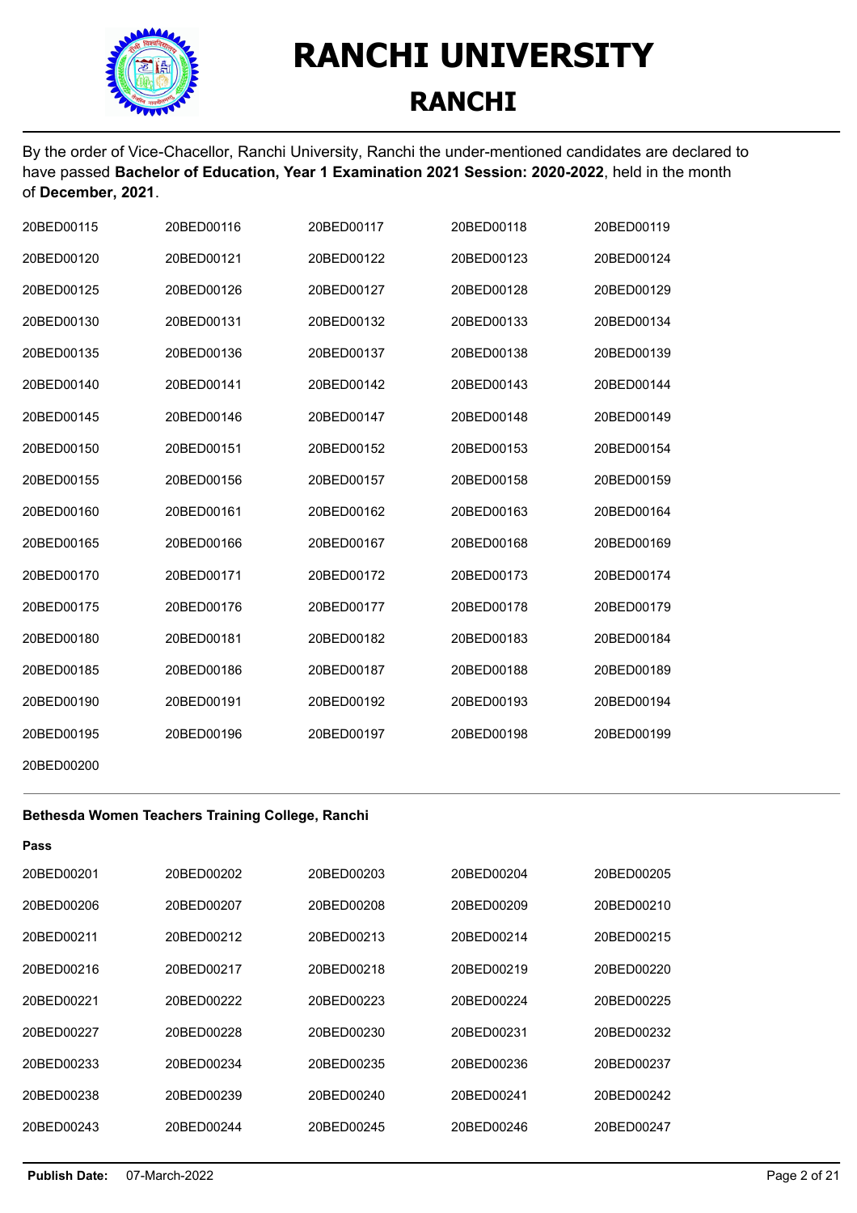# RANCHI UNIVERSITY

## RANCHI

By the order of Vice-Chacellor, Ranchi University, Ranchi the under-mentioned candidates are declared to have passed **Bachelor of Education, Year 1 Examination 2021 Session: 2020-2022**, held in the month of **December, 2021**.

| | | | | |
|---|---|---|---|---|
| 20BED00115 | 20BED00116 | 20BED00117 | 20BED00118 | 20BED00119 |
| 20BED00120 | 20BED00121 | 20BED00122 | 20BED00123 | 20BED00124 |
| 20BED00125 | 20BED00126 | 20BED00127 | 20BED00128 | 20BED00129 |
| 20BED00130 | 20BED00131 | 20BED00132 | 20BED00133 | 20BED00134 |
| 20BED00135 | 20BED00136 | 20BED00137 | 20BED00138 | 20BED00139 |
| 20BED00140 | 20BED00141 | 20BED00142 | 20BED00143 | 20BED00144 |
| 20BED00145 | 20BED00146 | 20BED00147 | 20BED00148 | 20BED00149 |
| 20BED00150 | 20BED00151 | 20BED00152 | 20BED00153 | 20BED00154 |
| 20BED00155 | 20BED00156 | 20BED00157 | 20BED00158 | 20BED00159 |
| 20BED00160 | 20BED00161 | 20BED00162 | 20BED00163 | 20BED00164 |
| 20BED00165 | 20BED00166 | 20BED00167 | 20BED00168 | 20BED00169 |
| 20BED00170 | 20BED00171 | 20BED00172 | 20BED00173 | 20BED00174 |
| 20BED00175 | 20BED00176 | 20BED00177 | 20BED00178 | 20BED00179 |
| 20BED00180 | 20BED00181 | 20BED00182 | 20BED00183 | 20BED00184 |
| 20BED00185 | 20BED00186 | 20BED00187 | 20BED00188 | 20BED00189 |
| 20BED00190 | 20BED00191 | 20BED00192 | 20BED00193 | 20BED00194 |
| 20BED00195 | 20BED00196 | 20BED00197 | 20BED00198 | 20BED00199 |
| 20BED00200 | | | | |

**Bethesda Women Teachers Training College, Ranchi**

**Pass**

| | | | | |
|---|---|---|---|---|
| 20BED00201 | 20BED00202 | 20BED00203 | 20BED00204 | 20BED00205 |
| 20BED00206 | 20BED00207 | 20BED00208 | 20BED00209 | 20BED00210 |
| 20BED00211 | 20BED00212 | 20BED00213 | 20BED00214 | 20BED00215 |
| 20BED00216 | 20BED00217 | 20BED00218 | 20BED00219 | 20BED00220 |
| 20BED00221 | 20BED00222 | 20BED00223 | 20BED00224 | 20BED00225 |
| 20BED00227 | 20BED00228 | 20BED00230 | 20BED00231 | 20BED00232 |
| 20BED00233 | 20BED00234 | 20BED00235 | 20BED00236 | 20BED00237 |
| 20BED00238 | 20BED00239 | 20BED00240 | 20BED00241 | 20BED00242 |
| 20BED00243 | 20BED00244 | 20BED00245 | 20BED00246 | 20BED00247 |

**Publish Date:** 07-March-2022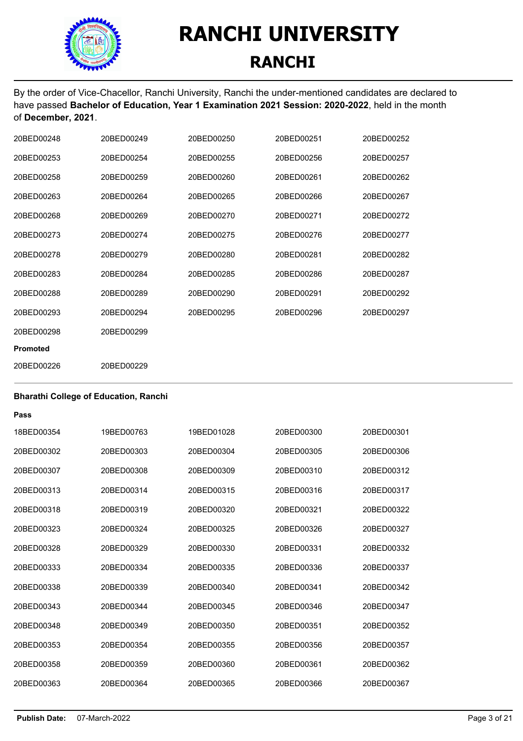# RANCHI UNIVERSITY

## RANCHI

By the order of Vice-Chacellor, Ranchi University, Ranchi the under-mentioned candidates are declared to have passed **Bachelor of Education, Year 1 Examination 2021 Session: 2020-2022**, held in the month of **December, 2021**.

| | | | | |
|---|---|---|---|---|
| 20BED00248 | 20BED00249 | 20BED00250 | 20BED00251 | 20BED00252 |
| 20BED00253 | 20BED00254 | 20BED00255 | 20BED00256 | 20BED00257 |
| 20BED00258 | 20BED00259 | 20BED00260 | 20BED00261 | 20BED00262 |
| 20BED00263 | 20BED00264 | 20BED00265 | 20BED00266 | 20BED00267 |
| 20BED00268 | 20BED00269 | 20BED00270 | 20BED00271 | 20BED00272 |
| 20BED00273 | 20BED00274 | 20BED00275 | 20BED00276 | 20BED00277 |
| 20BED00278 | 20BED00279 | 20BED00280 | 20BED00281 | 20BED00282 |
| 20BED00283 | 20BED00284 | 20BED00285 | 20BED00286 | 20BED00287 |
| 20BED00288 | 20BED00289 | 20BED00290 | 20BED00291 | 20BED00292 |
| 20BED00293 | 20BED00294 | 20BED00295 | 20BED00296 | 20BED00297 |
| 20BED00298 | 20BED00299 | | | |

**Promoted**

| | |
|---|---|
| 20BED00226 | 20BED00229 |

---

**Bharathi College of Education, Ranchi**

**Pass**

| | | | | |
|---|---|---|---|---|
| 18BED00354 | 19BED00763 | 19BED01028 | 20BED00300 | 20BED00301 |
| 20BED00302 | 20BED00303 | 20BED00304 | 20BED00305 | 20BED00306 |
| 20BED00307 | 20BED00308 | 20BED00309 | 20BED00310 | 20BED00312 |
| 20BED00313 | 20BED00314 | 20BED00315 | 20BED00316 | 20BED00317 |
| 20BED00318 | 20BED00319 | 20BED00320 | 20BED00321 | 20BED00322 |
| 20BED00323 | 20BED00324 | 20BED00325 | 20BED00326 | 20BED00327 |
| 20BED00328 | 20BED00329 | 20BED00330 | 20BED00331 | 20BED00332 |
| 20BED00333 | 20BED00334 | 20BED00335 | 20BED00336 | 20BED00337 |
| 20BED00338 | 20BED00339 | 20BED00340 | 20BED00341 | 20BED00342 |
| 20BED00343 | 20BED00344 | 20BED00345 | 20BED00346 | 20BED00347 |
| 20BED00348 | 20BED00349 | 20BED00350 | 20BED00351 | 20BED00352 |
| 20BED00353 | 20BED00354 | 20BED00355 | 20BED00356 | 20BED00357 |
| 20BED00358 | 20BED00359 | 20BED00360 | 20BED00361 | 20BED00362 |
| 20BED00363 | 20BED00364 | 20BED00365 | 20BED00366 | 20BED00367 |

**Publish Date:** 07-March-2022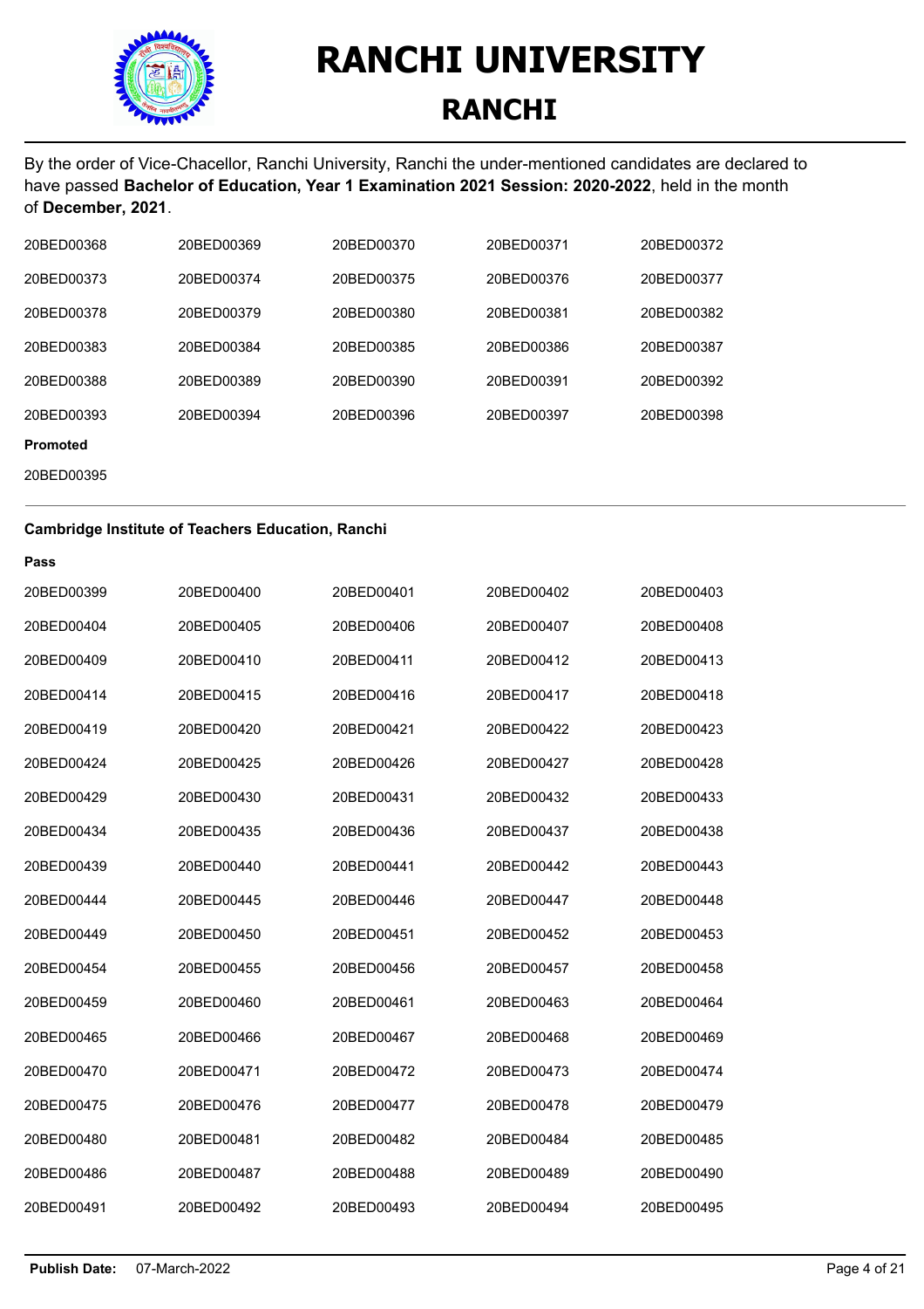# RANCHI UNIVERSITY

## RANCHI

By the order of Vice-Chacellor, Ranchi University, Ranchi the under-mentioned candidates are declared to have passed **Bachelor of Education, Year 1 Examination 2021 Session: 2020-2022**, held in the month of **December, 2021**.

| | | | | |
|---|---|---|---|---|
| 20BED00368 | 20BED00369 | 20BED00370 | 20BED00371 | 20BED00372 |
| 20BED00373 | 20BED00374 | 20BED00375 | 20BED00376 | 20BED00377 |
| 20BED00378 | 20BED00379 | 20BED00380 | 20BED00381 | 20BED00382 |
| 20BED00383 | 20BED00384 | 20BED00385 | 20BED00386 | 20BED00387 |
| 20BED00388 | 20BED00389 | 20BED00390 | 20BED00391 | 20BED00392 |
| 20BED00393 | 20BED00394 | 20BED00396 | 20BED00397 | 20BED00398 |

**Promoted**

20BED00395

---

**Cambridge Institute of Teachers Education, Ranchi**

**Pass**

| | | | | |
|---|---|---|---|---|
| 20BED00399 | 20BED00400 | 20BED00401 | 20BED00402 | 20BED00403 |
| 20BED00404 | 20BED00405 | 20BED00406 | 20BED00407 | 20BED00408 |
| 20BED00409 | 20BED00410 | 20BED00411 | 20BED00412 | 20BED00413 |
| 20BED00414 | 20BED00415 | 20BED00416 | 20BED00417 | 20BED00418 |
| 20BED00419 | 20BED00420 | 20BED00421 | 20BED00422 | 20BED00423 |
| 20BED00424 | 20BED00425 | 20BED00426 | 20BED00427 | 20BED00428 |
| 20BED00429 | 20BED00430 | 20BED00431 | 20BED00432 | 20BED00433 |
| 20BED00434 | 20BED00435 | 20BED00436 | 20BED00437 | 20BED00438 |
| 20BED00439 | 20BED00440 | 20BED00441 | 20BED00442 | 20BED00443 |
| 20BED00444 | 20BED00445 | 20BED00446 | 20BED00447 | 20BED00448 |
| 20BED00449 | 20BED00450 | 20BED00451 | 20BED00452 | 20BED00453 |
| 20BED00454 | 20BED00455 | 20BED00456 | 20BED00457 | 20BED00458 |
| 20BED00459 | 20BED00460 | 20BED00461 | 20BED00463 | 20BED00464 |
| 20BED00465 | 20BED00466 | 20BED00467 | 20BED00468 | 20BED00469 |
| 20BED00470 | 20BED00471 | 20BED00472 | 20BED00473 | 20BED00474 |
| 20BED00475 | 20BED00476 | 20BED00477 | 20BED00478 | 20BED00479 |
| 20BED00480 | 20BED00481 | 20BED00482 | 20BED00484 | 20BED00485 |
| 20BED00486 | 20BED00487 | 20BED00488 | 20BED00489 | 20BED00490 |
| 20BED00491 | 20BED00492 | 20BED00493 | 20BED00494 | 20BED00495 |

**Publish Date:** 07-March-2022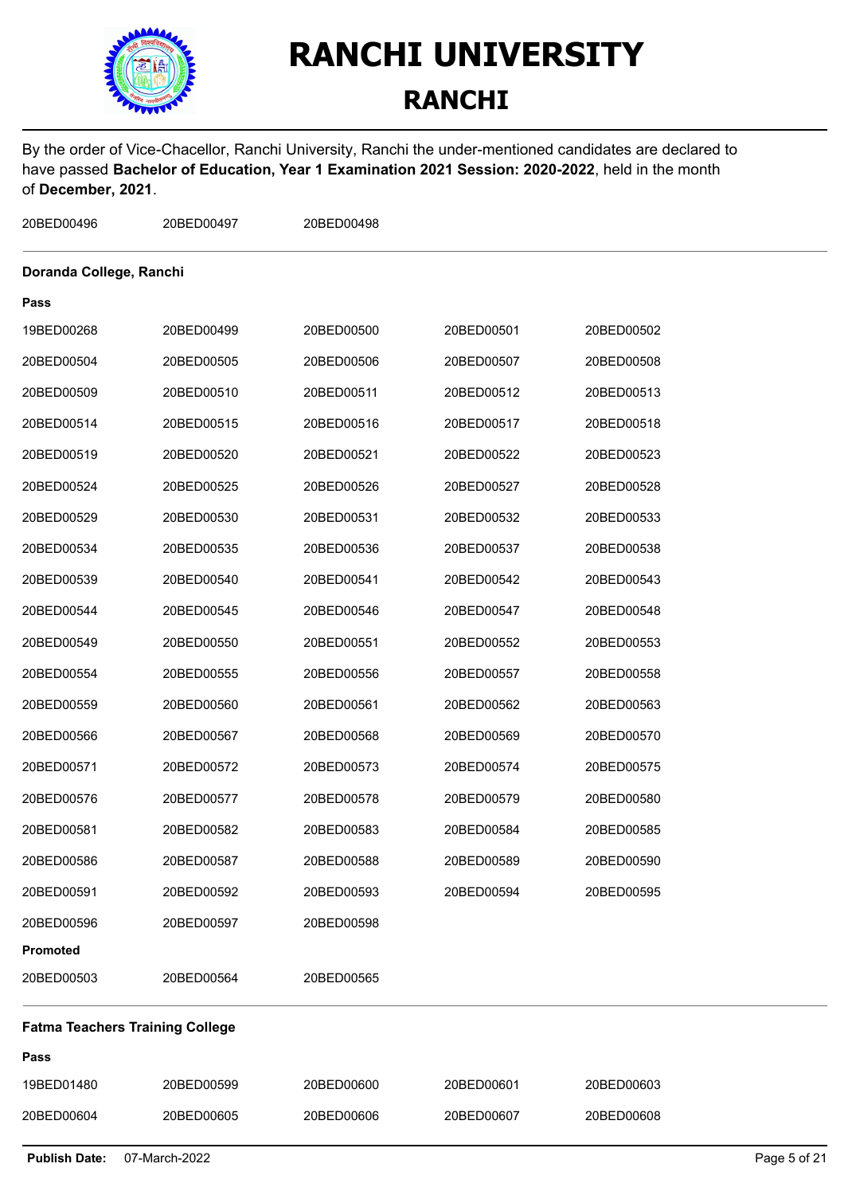# RANCHI UNIVERSITY

## RANCHI

By the order of Vice-Chacellor, Ranchi University, Ranchi the under-mentioned candidates are declared to have passed **Bachelor of Education, Year 1 Examination 2021 Session: 2020-2022**, held in the month of **December, 2021**.

| | | | | |
|---|---|---|---|---|
| 20BED00496 | 20BED00497 | 20BED00498 | | |

**Doranda College, Ranchi**

**Pass**

| | | | | |
|---|---|---|---|---|
| 19BED00268 | 20BED00499 | 20BED00500 | 20BED00501 | 20BED00502 |
| 20BED00504 | 20BED00505 | 20BED00506 | 20BED00507 | 20BED00508 |
| 20BED00509 | 20BED00510 | 20BED00511 | 20BED00512 | 20BED00513 |
| 20BED00514 | 20BED00515 | 20BED00516 | 20BED00517 | 20BED00518 |
| 20BED00519 | 20BED00520 | 20BED00521 | 20BED00522 | 20BED00523 |
| 20BED00524 | 20BED00525 | 20BED00526 | 20BED00527 | 20BED00528 |
| 20BED00529 | 20BED00530 | 20BED00531 | 20BED00532 | 20BED00533 |
| 20BED00534 | 20BED00535 | 20BED00536 | 20BED00537 | 20BED00538 |
| 20BED00539 | 20BED00540 | 20BED00541 | 20BED00542 | 20BED00543 |
| 20BED00544 | 20BED00545 | 20BED00546 | 20BED00547 | 20BED00548 |
| 20BED00549 | 20BED00550 | 20BED00551 | 20BED00552 | 20BED00553 |
| 20BED00554 | 20BED00555 | 20BED00556 | 20BED00557 | 20BED00558 |
| 20BED00559 | 20BED00560 | 20BED00561 | 20BED00562 | 20BED00563 |
| 20BED00566 | 20BED00567 | 20BED00568 | 20BED00569 | 20BED00570 |
| 20BED00571 | 20BED00572 | 20BED00573 | 20BED00574 | 20BED00575 |
| 20BED00576 | 20BED00577 | 20BED00578 | 20BED00579 | 20BED00580 |
| 20BED00581 | 20BED00582 | 20BED00583 | 20BED00584 | 20BED00585 |
| 20BED00586 | 20BED00587 | 20BED00588 | 20BED00589 | 20BED00590 |
| 20BED00591 | 20BED00592 | 20BED00593 | 20BED00594 | 20BED00595 |
| 20BED00596 | 20BED00597 | 20BED00598 | | |

**Promoted**

| | | | | |
|---|---|---|---|---|
| 20BED00503 | 20BED00564 | 20BED00565 | | |

**Fatma Teachers Training College**

**Pass**

| | | | | |
|---|---|---|---|---|
| 19BED01480 | 20BED00599 | 20BED00600 | 20BED00601 | 20BED00603 |
| 20BED00604 | 20BED00605 | 20BED00606 | 20BED00607 | 20BED00608 |

**Publish Date:** 07-March-2022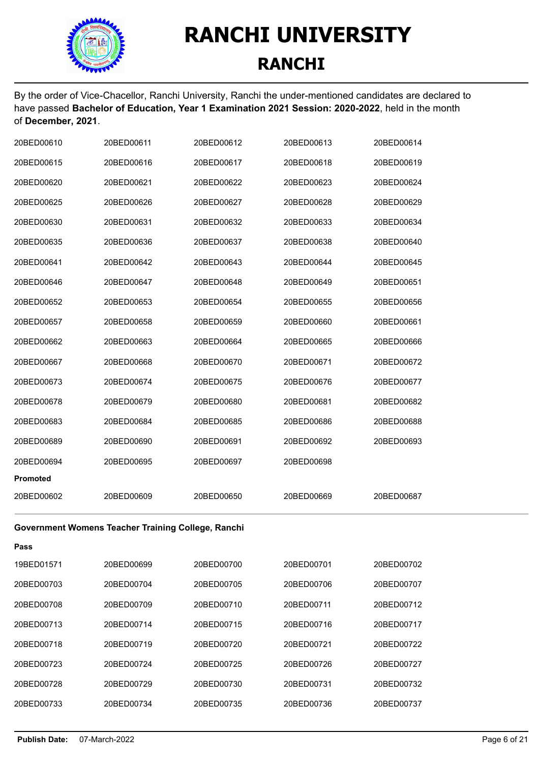# RANCHI UNIVERSITY

## RANCHI

By the order of Vice-Chacellor, Ranchi University, Ranchi the under-mentioned candidates are declared to have passed **Bachelor of Education, Year 1 Examination 2021 Session: 2020-2022**, held in the month of **December, 2021**.

| | | | | |
|---|---|---|---|---|
| 20BED00610 | 20BED00611 | 20BED00612 | 20BED00613 | 20BED00614 |
| 20BED00615 | 20BED00616 | 20BED00617 | 20BED00618 | 20BED00619 |
| 20BED00620 | 20BED00621 | 20BED00622 | 20BED00623 | 20BED00624 |
| 20BED00625 | 20BED00626 | 20BED00627 | 20BED00628 | 20BED00629 |
| 20BED00630 | 20BED00631 | 20BED00632 | 20BED00633 | 20BED00634 |
| 20BED00635 | 20BED00636 | 20BED00637 | 20BED00638 | 20BED00640 |
| 20BED00641 | 20BED00642 | 20BED00643 | 20BED00644 | 20BED00645 |
| 20BED00646 | 20BED00647 | 20BED00648 | 20BED00649 | 20BED00651 |
| 20BED00652 | 20BED00653 | 20BED00654 | 20BED00655 | 20BED00656 |
| 20BED00657 | 20BED00658 | 20BED00659 | 20BED00660 | 20BED00661 |
| 20BED00662 | 20BED00663 | 20BED00664 | 20BED00665 | 20BED00666 |
| 20BED00667 | 20BED00668 | 20BED00670 | 20BED00671 | 20BED00672 |
| 20BED00673 | 20BED00674 | 20BED00675 | 20BED00676 | 20BED00677 |
| 20BED00678 | 20BED00679 | 20BED00680 | 20BED00681 | 20BED00682 |
| 20BED00683 | 20BED00684 | 20BED00685 | 20BED00686 | 20BED00688 |
| 20BED00689 | 20BED00690 | 20BED00691 | 20BED00692 | 20BED00693 |
| 20BED00694 | 20BED00695 | 20BED00697 | 20BED00698 | |

**Promoted**

| | | | | |
|---|---|---|---|---|
| 20BED00602 | 20BED00609 | 20BED00650 | 20BED00669 | 20BED00687 |

**Government Womens Teacher Training College, Ranchi**

**Pass**

| | | | | |
|---|---|---|---|---|
| 19BED01571 | 20BED00699 | 20BED00700 | 20BED00701 | 20BED00702 |
| 20BED00703 | 20BED00704 | 20BED00705 | 20BED00706 | 20BED00707 |
| 20BED00708 | 20BED00709 | 20BED00710 | 20BED00711 | 20BED00712 |
| 20BED00713 | 20BED00714 | 20BED00715 | 20BED00716 | 20BED00717 |
| 20BED00718 | 20BED00719 | 20BED00720 | 20BED00721 | 20BED00722 |
| 20BED00723 | 20BED00724 | 20BED00725 | 20BED00726 | 20BED00727 |
| 20BED00728 | 20BED00729 | 20BED00730 | 20BED00731 | 20BED00732 |
| 20BED00733 | 20BED00734 | 20BED00735 | 20BED00736 | 20BED00737 |

**Publish Date:** 07-March-2022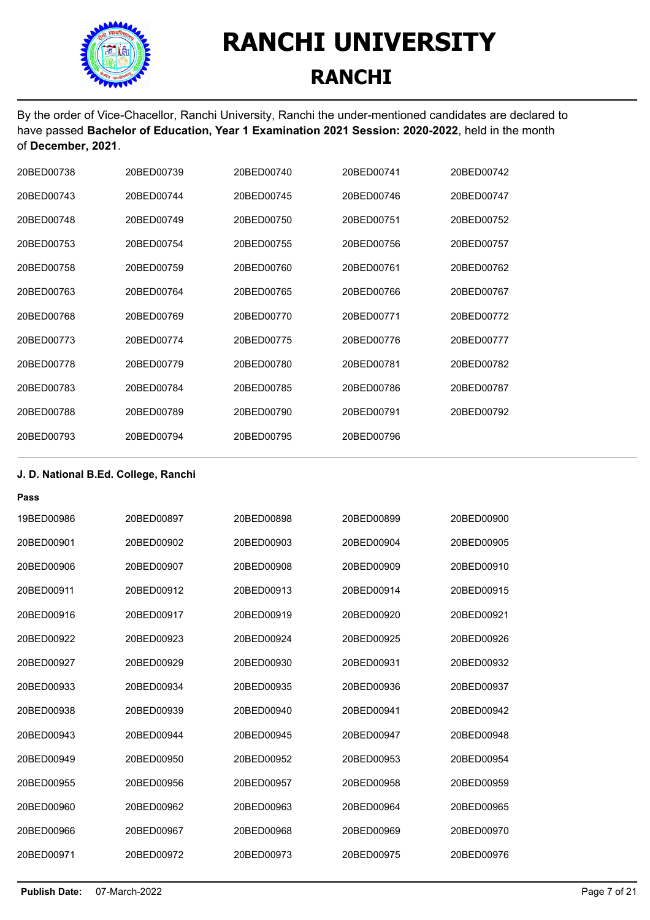# RANCHI UNIVERSITY

## RANCHI

By the order of Vice-Chacellor, Ranchi University, Ranchi the under-mentioned candidates are declared to have passed **Bachelor of Education, Year 1 Examination 2021 Session: 2020-2022**, held in the month of **December, 2021**.

| | | | | |
|---|---|---|---|---|
| 20BED00738 | 20BED00739 | 20BED00740 | 20BED00741 | 20BED00742 |
| 20BED00743 | 20BED00744 | 20BED00745 | 20BED00746 | 20BED00747 |
| 20BED00748 | 20BED00749 | 20BED00750 | 20BED00751 | 20BED00752 |
| 20BED00753 | 20BED00754 | 20BED00755 | 20BED00756 | 20BED00757 |
| 20BED00758 | 20BED00759 | 20BED00760 | 20BED00761 | 20BED00762 |
| 20BED00763 | 20BED00764 | 20BED00765 | 20BED00766 | 20BED00767 |
| 20BED00768 | 20BED00769 | 20BED00770 | 20BED00771 | 20BED00772 |
| 20BED00773 | 20BED00774 | 20BED00775 | 20BED00776 | 20BED00777 |
| 20BED00778 | 20BED00779 | 20BED00780 | 20BED00781 | 20BED00782 |
| 20BED00783 | 20BED00784 | 20BED00785 | 20BED00786 | 20BED00787 |
| 20BED00788 | 20BED00789 | 20BED00790 | 20BED00791 | 20BED00792 |
| 20BED00793 | 20BED00794 | 20BED00795 | 20BED00796 | |

**J. D. National B.Ed. College, Ranchi**

**Pass**

| | | | | |
|---|---|---|---|---|
| 19BED00986 | 20BED00897 | 20BED00898 | 20BED00899 | 20BED00900 |
| 20BED00901 | 20BED00902 | 20BED00903 | 20BED00904 | 20BED00905 |
| 20BED00906 | 20BED00907 | 20BED00908 | 20BED00909 | 20BED00910 |
| 20BED00911 | 20BED00912 | 20BED00913 | 20BED00914 | 20BED00915 |
| 20BED00916 | 20BED00917 | 20BED00919 | 20BED00920 | 20BED00921 |
| 20BED00922 | 20BED00923 | 20BED00924 | 20BED00925 | 20BED00926 |
| 20BED00927 | 20BED00929 | 20BED00930 | 20BED00931 | 20BED00932 |
| 20BED00933 | 20BED00934 | 20BED00935 | 20BED00936 | 20BED00937 |
| 20BED00938 | 20BED00939 | 20BED00940 | 20BED00941 | 20BED00942 |
| 20BED00943 | 20BED00944 | 20BED00945 | 20BED00947 | 20BED00948 |
| 20BED00949 | 20BED00950 | 20BED00952 | 20BED00953 | 20BED00954 |
| 20BED00955 | 20BED00956 | 20BED00957 | 20BED00958 | 20BED00959 |
| 20BED00960 | 20BED00962 | 20BED00963 | 20BED00964 | 20BED00965 |
| 20BED00966 | 20BED00967 | 20BED00968 | 20BED00969 | 20BED00970 |
| 20BED00971 | 20BED00972 | 20BED00973 | 20BED00975 | 20BED00976 |

**Publish Date:** 07-March-2022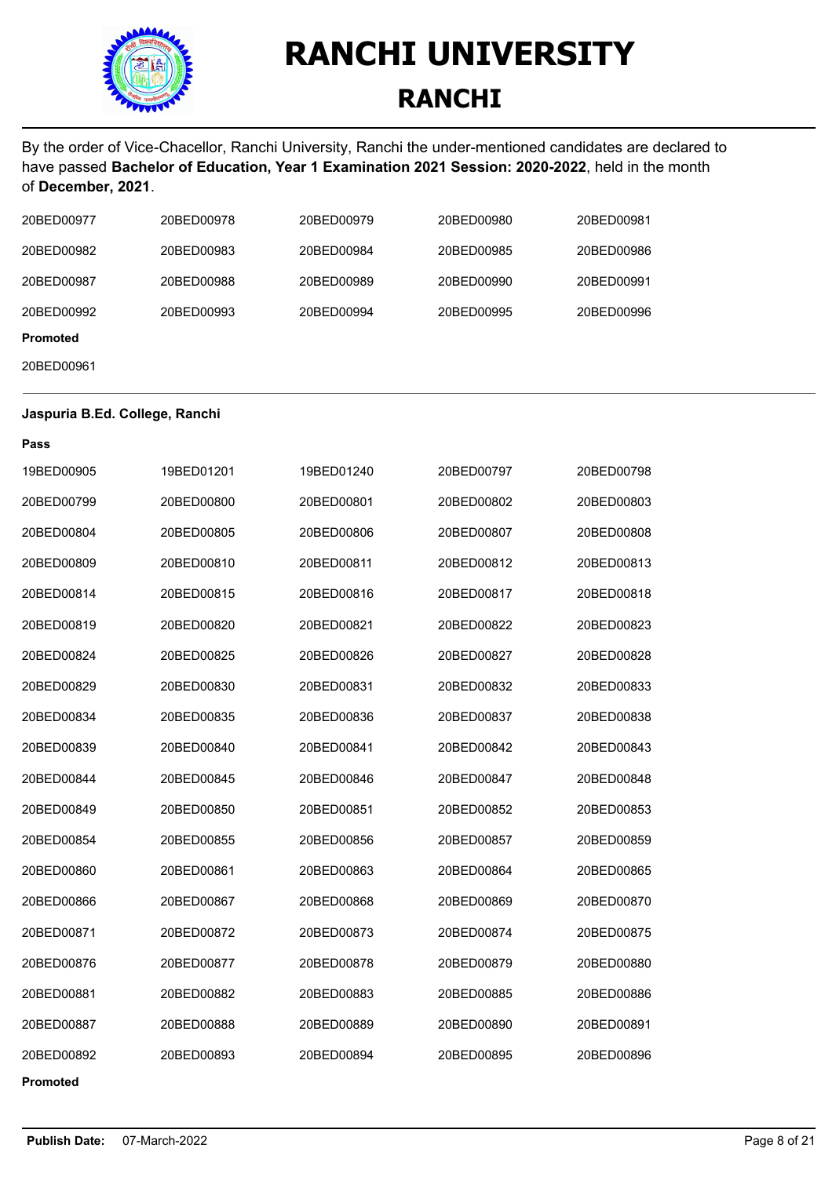# RANCHI UNIVERSITY

## RANCHI

By the order of Vice-Chacellor, Ranchi University, Ranchi the under-mentioned candidates are declared to have passed **Bachelor of Education, Year 1 Examination 2021 Session: 2020-2022**, held in the month of **December, 2021**.

| | | | | |
|---|---|---|---|---|
| 20BED00977 | 20BED00978 | 20BED00979 | 20BED00980 | 20BED00981 |
| 20BED00982 | 20BED00983 | 20BED00984 | 20BED00985 | 20BED00986 |
| 20BED00987 | 20BED00988 | 20BED00989 | 20BED00990 | 20BED00991 |
| 20BED00992 | 20BED00993 | 20BED00994 | 20BED00995 | 20BED00996 |

**Promoted**

20BED00961

---

**Jaspuria B.Ed. College, Ranchi**

**Pass**

| | | | | |
|---|---|---|---|---|
| 19BED00905 | 19BED01201 | 19BED01240 | 20BED00797 | 20BED00798 |
| 20BED00799 | 20BED00800 | 20BED00801 | 20BED00802 | 20BED00803 |
| 20BED00804 | 20BED00805 | 20BED00806 | 20BED00807 | 20BED00808 |
| 20BED00809 | 20BED00810 | 20BED00811 | 20BED00812 | 20BED00813 |
| 20BED00814 | 20BED00815 | 20BED00816 | 20BED00817 | 20BED00818 |
| 20BED00819 | 20BED00820 | 20BED00821 | 20BED00822 | 20BED00823 |
| 20BED00824 | 20BED00825 | 20BED00826 | 20BED00827 | 20BED00828 |
| 20BED00829 | 20BED00830 | 20BED00831 | 20BED00832 | 20BED00833 |
| 20BED00834 | 20BED00835 | 20BED00836 | 20BED00837 | 20BED00838 |
| 20BED00839 | 20BED00840 | 20BED00841 | 20BED00842 | 20BED00843 |
| 20BED00844 | 20BED00845 | 20BED00846 | 20BED00847 | 20BED00848 |
| 20BED00849 | 20BED00850 | 20BED00851 | 20BED00852 | 20BED00853 |
| 20BED00854 | 20BED00855 | 20BED00856 | 20BED00857 | 20BED00859 |
| 20BED00860 | 20BED00861 | 20BED00863 | 20BED00864 | 20BED00865 |
| 20BED00866 | 20BED00867 | 20BED00868 | 20BED00869 | 20BED00870 |
| 20BED00871 | 20BED00872 | 20BED00873 | 20BED00874 | 20BED00875 |
| 20BED00876 | 20BED00877 | 20BED00878 | 20BED00879 | 20BED00880 |
| 20BED00881 | 20BED00882 | 20BED00883 | 20BED00885 | 20BED00886 |
| 20BED00887 | 20BED00888 | 20BED00889 | 20BED00890 | 20BED00891 |
| 20BED00892 | 20BED00893 | 20BED00894 | 20BED00895 | 20BED00896 |

**Promoted**

**Publish Date:** 07-March-2022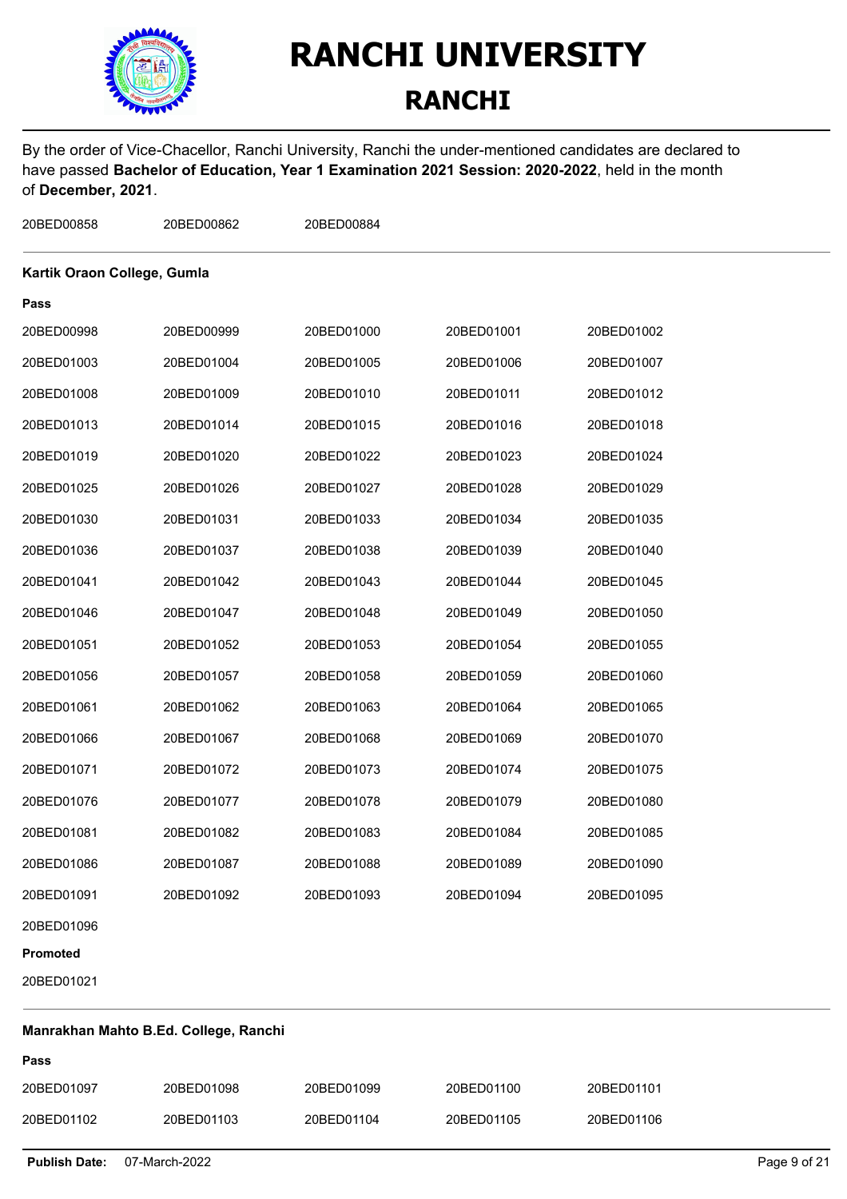# RANCHI UNIVERSITY

## RANCHI

By the order of Vice-Chacellor, Ranchi University, Ranchi the under-mentioned candidates are declared to have passed **Bachelor of Education, Year 1 Examination 2021 Session: 2020-2022**, held in the month of **December, 2021**.

| | | | | |
|---|---|---|---|---|
| 20BED00858 | 20BED00862 | 20BED00884 | | |

---

**Kartik Oraon College, Gumla**

**Pass**

| | | | | |
|---|---|---|---|---|
| 20BED00998 | 20BED00999 | 20BED01000 | 20BED01001 | 20BED01002 |
| 20BED01003 | 20BED01004 | 20BED01005 | 20BED01006 | 20BED01007 |
| 20BED01008 | 20BED01009 | 20BED01010 | 20BED01011 | 20BED01012 |
| 20BED01013 | 20BED01014 | 20BED01015 | 20BED01016 | 20BED01018 |
| 20BED01019 | 20BED01020 | 20BED01022 | 20BED01023 | 20BED01024 |
| 20BED01025 | 20BED01026 | 20BED01027 | 20BED01028 | 20BED01029 |
| 20BED01030 | 20BED01031 | 20BED01033 | 20BED01034 | 20BED01035 |
| 20BED01036 | 20BED01037 | 20BED01038 | 20BED01039 | 20BED01040 |
| 20BED01041 | 20BED01042 | 20BED01043 | 20BED01044 | 20BED01045 |
| 20BED01046 | 20BED01047 | 20BED01048 | 20BED01049 | 20BED01050 |
| 20BED01051 | 20BED01052 | 20BED01053 | 20BED01054 | 20BED01055 |
| 20BED01056 | 20BED01057 | 20BED01058 | 20BED01059 | 20BED01060 |
| 20BED01061 | 20BED01062 | 20BED01063 | 20BED01064 | 20BED01065 |
| 20BED01066 | 20BED01067 | 20BED01068 | 20BED01069 | 20BED01070 |
| 20BED01071 | 20BED01072 | 20BED01073 | 20BED01074 | 20BED01075 |
| 20BED01076 | 20BED01077 | 20BED01078 | 20BED01079 | 20BED01080 |
| 20BED01081 | 20BED01082 | 20BED01083 | 20BED01084 | 20BED01085 |
| 20BED01086 | 20BED01087 | 20BED01088 | 20BED01089 | 20BED01090 |
| 20BED01091 | 20BED01092 | 20BED01093 | 20BED01094 | 20BED01095 |
| 20BED01096 | | | | |

**Promoted**

20BED01021

---

**Manrakhan Mahto B.Ed. College, Ranchi**

**Pass**

| | | | | |
|---|---|---|---|---|
| 20BED01097 | 20BED01098 | 20BED01099 | 20BED01100 | 20BED01101 |
| 20BED01102 | 20BED01103 | 20BED01104 | 20BED01105 | 20BED01106 |

**Publish Date:** 07-March-2022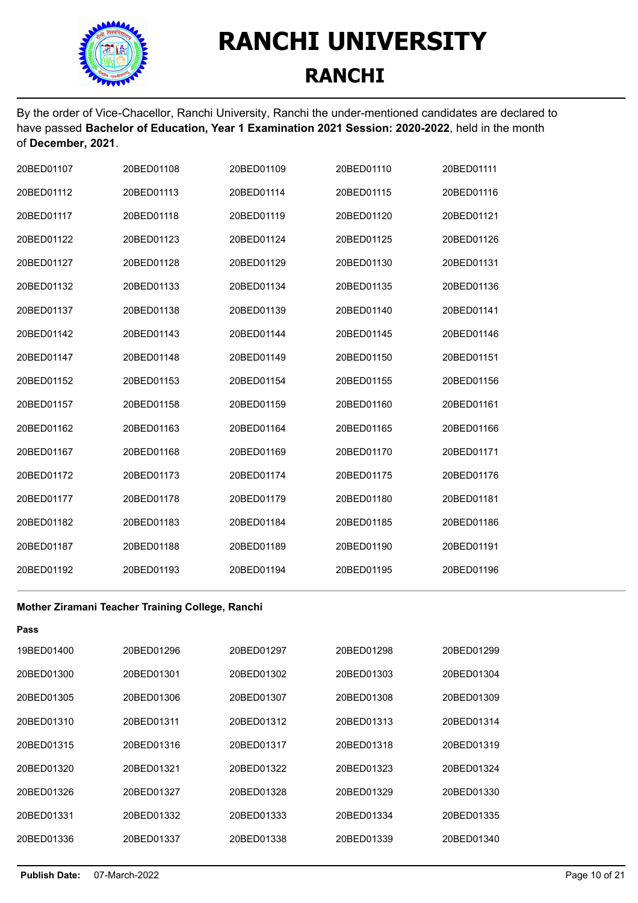# RANCHI UNIVERSITY

## RANCHI

By the order of Vice-Chacellor, Ranchi University, Ranchi the under-mentioned candidates are declared to have passed **Bachelor of Education, Year 1 Examination 2021 Session: 2020-2022**, held in the month of **December, 2021**.

| | | | | |
|---|---|---|---|---|
| 20BED01107 | 20BED01108 | 20BED01109 | 20BED01110 | 20BED01111 |
| 20BED01112 | 20BED01113 | 20BED01114 | 20BED01115 | 20BED01116 |
| 20BED01117 | 20BED01118 | 20BED01119 | 20BED01120 | 20BED01121 |
| 20BED01122 | 20BED01123 | 20BED01124 | 20BED01125 | 20BED01126 |
| 20BED01127 | 20BED01128 | 20BED01129 | 20BED01130 | 20BED01131 |
| 20BED01132 | 20BED01133 | 20BED01134 | 20BED01135 | 20BED01136 |
| 20BED01137 | 20BED01138 | 20BED01139 | 20BED01140 | 20BED01141 |
| 20BED01142 | 20BED01143 | 20BED01144 | 20BED01145 | 20BED01146 |
| 20BED01147 | 20BED01148 | 20BED01149 | 20BED01150 | 20BED01151 |
| 20BED01152 | 20BED01153 | 20BED01154 | 20BED01155 | 20BED01156 |
| 20BED01157 | 20BED01158 | 20BED01159 | 20BED01160 | 20BED01161 |
| 20BED01162 | 20BED01163 | 20BED01164 | 20BED01165 | 20BED01166 |
| 20BED01167 | 20BED01168 | 20BED01169 | 20BED01170 | 20BED01171 |
| 20BED01172 | 20BED01173 | 20BED01174 | 20BED01175 | 20BED01176 |
| 20BED01177 | 20BED01178 | 20BED01179 | 20BED01180 | 20BED01181 |
| 20BED01182 | 20BED01183 | 20BED01184 | 20BED01185 | 20BED01186 |
| 20BED01187 | 20BED01188 | 20BED01189 | 20BED01190 | 20BED01191 |
| 20BED01192 | 20BED01193 | 20BED01194 | 20BED01195 | 20BED01196 |

**Mother Ziramani Teacher Training College, Ranchi**

**Pass**

| | | | | |
|---|---|---|---|---|
| 19BED01400 | 20BED01296 | 20BED01297 | 20BED01298 | 20BED01299 |
| 20BED01300 | 20BED01301 | 20BED01302 | 20BED01303 | 20BED01304 |
| 20BED01305 | 20BED01306 | 20BED01307 | 20BED01308 | 20BED01309 |
| 20BED01310 | 20BED01311 | 20BED01312 | 20BED01313 | 20BED01314 |
| 20BED01315 | 20BED01316 | 20BED01317 | 20BED01318 | 20BED01319 |
| 20BED01320 | 20BED01321 | 20BED01322 | 20BED01323 | 20BED01324 |
| 20BED01326 | 20BED01327 | 20BED01328 | 20BED01329 | 20BED01330 |
| 20BED01331 | 20BED01332 | 20BED01333 | 20BED01334 | 20BED01335 |
| 20BED01336 | 20BED01337 | 20BED01338 | 20BED01339 | 20BED01340 |

**Publish Date:** 07-March-2022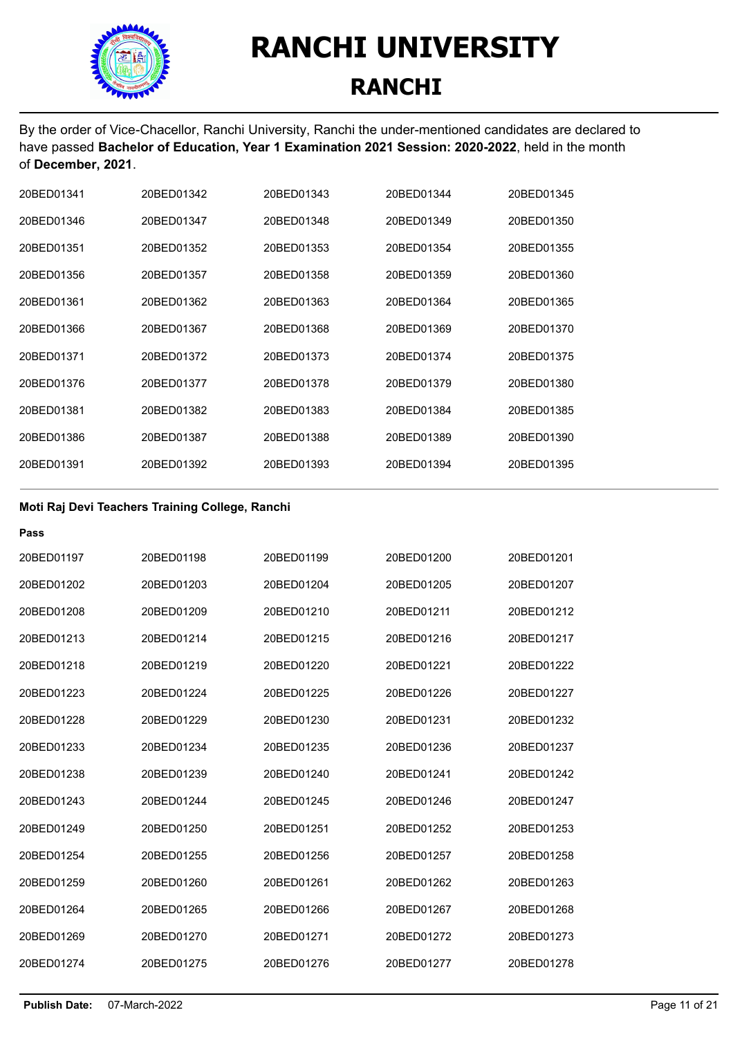# RANCHI UNIVERSITY

## RANCHI

By the order of Vice-Chacellor, Ranchi University, Ranchi the under-mentioned candidates are declared to have passed **Bachelor of Education, Year 1 Examination 2021 Session: 2020-2022**, held in the month of **December, 2021**.

| | | | | |
|---|---|---|---|---|
| 20BED01341 | 20BED01342 | 20BED01343 | 20BED01344 | 20BED01345 |
| 20BED01346 | 20BED01347 | 20BED01348 | 20BED01349 | 20BED01350 |
| 20BED01351 | 20BED01352 | 20BED01353 | 20BED01354 | 20BED01355 |
| 20BED01356 | 20BED01357 | 20BED01358 | 20BED01359 | 20BED01360 |
| 20BED01361 | 20BED01362 | 20BED01363 | 20BED01364 | 20BED01365 |
| 20BED01366 | 20BED01367 | 20BED01368 | 20BED01369 | 20BED01370 |
| 20BED01371 | 20BED01372 | 20BED01373 | 20BED01374 | 20BED01375 |
| 20BED01376 | 20BED01377 | 20BED01378 | 20BED01379 | 20BED01380 |
| 20BED01381 | 20BED01382 | 20BED01383 | 20BED01384 | 20BED01385 |
| 20BED01386 | 20BED01387 | 20BED01388 | 20BED01389 | 20BED01390 |
| 20BED01391 | 20BED01392 | 20BED01393 | 20BED01394 | 20BED01395 |

**Moti Raj Devi Teachers Training College, Ranchi**

**Pass**

| | | | | |
|---|---|---|---|---|
| 20BED01197 | 20BED01198 | 20BED01199 | 20BED01200 | 20BED01201 |
| 20BED01202 | 20BED01203 | 20BED01204 | 20BED01205 | 20BED01207 |
| 20BED01208 | 20BED01209 | 20BED01210 | 20BED01211 | 20BED01212 |
| 20BED01213 | 20BED01214 | 20BED01215 | 20BED01216 | 20BED01217 |
| 20BED01218 | 20BED01219 | 20BED01220 | 20BED01221 | 20BED01222 |
| 20BED01223 | 20BED01224 | 20BED01225 | 20BED01226 | 20BED01227 |
| 20BED01228 | 20BED01229 | 20BED01230 | 20BED01231 | 20BED01232 |
| 20BED01233 | 20BED01234 | 20BED01235 | 20BED01236 | 20BED01237 |
| 20BED01238 | 20BED01239 | 20BED01240 | 20BED01241 | 20BED01242 |
| 20BED01243 | 20BED01244 | 20BED01245 | 20BED01246 | 20BED01247 |
| 20BED01249 | 20BED01250 | 20BED01251 | 20BED01252 | 20BED01253 |
| 20BED01254 | 20BED01255 | 20BED01256 | 20BED01257 | 20BED01258 |
| 20BED01259 | 20BED01260 | 20BED01261 | 20BED01262 | 20BED01263 |
| 20BED01264 | 20BED01265 | 20BED01266 | 20BED01267 | 20BED01268 |
| 20BED01269 | 20BED01270 | 20BED01271 | 20BED01272 | 20BED01273 |
| 20BED01274 | 20BED01275 | 20BED01276 | 20BED01277 | 20BED01278 |

**Publish Date:** 07-March-2022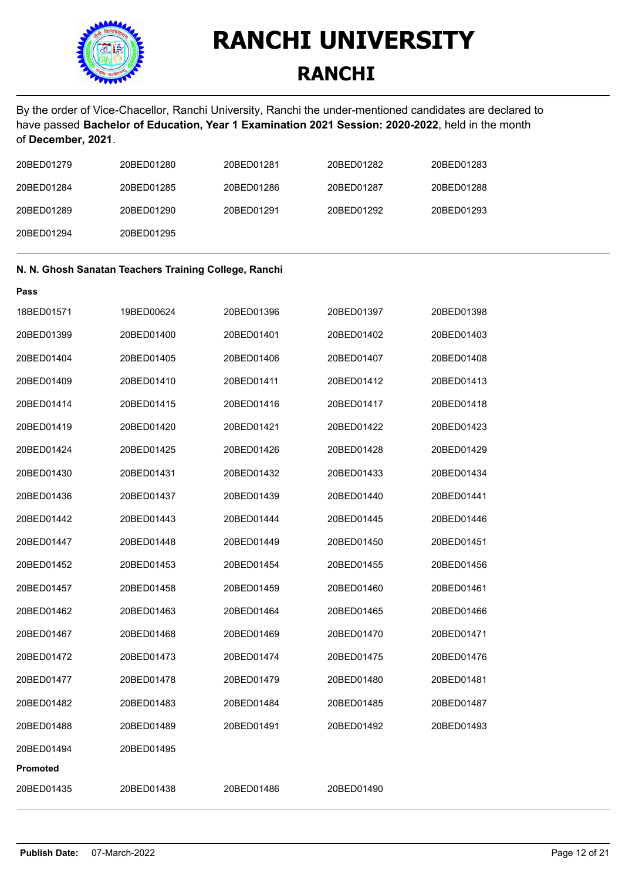# RANCHI UNIVERSITY

## RANCHI

By the order of Vice-Chacellor, Ranchi University, Ranchi the under-mentioned candidates are declared to have passed **Bachelor of Education, Year 1 Examination 2021 Session: 2020-2022**, held in the month of **December, 2021**.

| | | | | |
|---|---|---|---|---|
| 20BED01279 | 20BED01280 | 20BED01281 | 20BED01282 | 20BED01283 |
| 20BED01284 | 20BED01285 | 20BED01286 | 20BED01287 | 20BED01288 |
| 20BED01289 | 20BED01290 | 20BED01291 | 20BED01292 | 20BED01293 |
| 20BED01294 | 20BED01295 | | | |

**N. N. Ghosh Sanatan Teachers Training College, Ranchi**

**Pass**

| | | | | |
|---|---|---|---|---|
| 18BED01571 | 19BED00624 | 20BED01396 | 20BED01397 | 20BED01398 |
| 20BED01399 | 20BED01400 | 20BED01401 | 20BED01402 | 20BED01403 |
| 20BED01404 | 20BED01405 | 20BED01406 | 20BED01407 | 20BED01408 |
| 20BED01409 | 20BED01410 | 20BED01411 | 20BED01412 | 20BED01413 |
| 20BED01414 | 20BED01415 | 20BED01416 | 20BED01417 | 20BED01418 |
| 20BED01419 | 20BED01420 | 20BED01421 | 20BED01422 | 20BED01423 |
| 20BED01424 | 20BED01425 | 20BED01426 | 20BED01428 | 20BED01429 |
| 20BED01430 | 20BED01431 | 20BED01432 | 20BED01433 | 20BED01434 |
| 20BED01436 | 20BED01437 | 20BED01439 | 20BED01440 | 20BED01441 |
| 20BED01442 | 20BED01443 | 20BED01444 | 20BED01445 | 20BED01446 |
| 20BED01447 | 20BED01448 | 20BED01449 | 20BED01450 | 20BED01451 |
| 20BED01452 | 20BED01453 | 20BED01454 | 20BED01455 | 20BED01456 |
| 20BED01457 | 20BED01458 | 20BED01459 | 20BED01460 | 20BED01461 |
| 20BED01462 | 20BED01463 | 20BED01464 | 20BED01465 | 20BED01466 |
| 20BED01467 | 20BED01468 | 20BED01469 | 20BED01470 | 20BED01471 |
| 20BED01472 | 20BED01473 | 20BED01474 | 20BED01475 | 20BED01476 |
| 20BED01477 | 20BED01478 | 20BED01479 | 20BED01480 | 20BED01481 |
| 20BED01482 | 20BED01483 | 20BED01484 | 20BED01485 | 20BED01487 |
| 20BED01488 | 20BED01489 | 20BED01491 | 20BED01492 | 20BED01493 |
| 20BED01494 | 20BED01495 | | | |

**Promoted**

| | | | |
|---|---|---|---|
| 20BED01435 | 20BED01438 | 20BED01486 | 20BED01490 |

**Publish Date:** 07-March-2022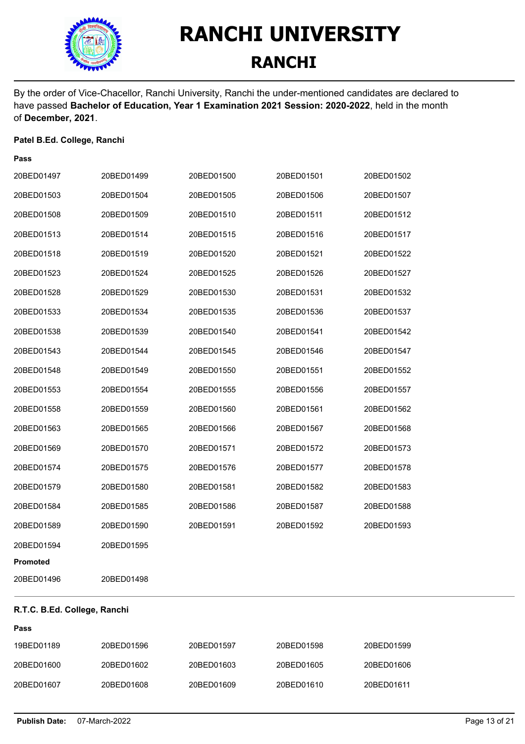# RANCHI UNIVERSITY

## RANCHI

By the order of Vice-Chacellor, Ranchi University, Ranchi the under-mentioned candidates are declared to have passed **Bachelor of Education, Year 1 Examination 2021 Session: 2020-2022**, held in the month of **December, 2021**.

**Patel B.Ed. College, Ranchi**

**Pass**

| | | | | |
|---|---|---|---|---|
| 20BED01497 | 20BED01499 | 20BED01500 | 20BED01501 | 20BED01502 |
| 20BED01503 | 20BED01504 | 20BED01505 | 20BED01506 | 20BED01507 |
| 20BED01508 | 20BED01509 | 20BED01510 | 20BED01511 | 20BED01512 |
| 20BED01513 | 20BED01514 | 20BED01515 | 20BED01516 | 20BED01517 |
| 20BED01518 | 20BED01519 | 20BED01520 | 20BED01521 | 20BED01522 |
| 20BED01523 | 20BED01524 | 20BED01525 | 20BED01526 | 20BED01527 |
| 20BED01528 | 20BED01529 | 20BED01530 | 20BED01531 | 20BED01532 |
| 20BED01533 | 20BED01534 | 20BED01535 | 20BED01536 | 20BED01537 |
| 20BED01538 | 20BED01539 | 20BED01540 | 20BED01541 | 20BED01542 |
| 20BED01543 | 20BED01544 | 20BED01545 | 20BED01546 | 20BED01547 |
| 20BED01548 | 20BED01549 | 20BED01550 | 20BED01551 | 20BED01552 |
| 20BED01553 | 20BED01554 | 20BED01555 | 20BED01556 | 20BED01557 |
| 20BED01558 | 20BED01559 | 20BED01560 | 20BED01561 | 20BED01562 |
| 20BED01563 | 20BED01565 | 20BED01566 | 20BED01567 | 20BED01568 |
| 20BED01569 | 20BED01570 | 20BED01571 | 20BED01572 | 20BED01573 |
| 20BED01574 | 20BED01575 | 20BED01576 | 20BED01577 | 20BED01578 |
| 20BED01579 | 20BED01580 | 20BED01581 | 20BED01582 | 20BED01583 |
| 20BED01584 | 20BED01585 | 20BED01586 | 20BED01587 | 20BED01588 |
| 20BED01589 | 20BED01590 | 20BED01591 | 20BED01592 | 20BED01593 |
| 20BED01594 | 20BED01595 | | | |

**Promoted**

| | |
|---|---|
| 20BED01496 | 20BED01498 |

---

**R.T.C. B.Ed. College, Ranchi**

**Pass**

| | | | | |
|---|---|---|---|---|
| 19BED01189 | 20BED01596 | 20BED01597 | 20BED01598 | 20BED01599 |
| 20BED01600 | 20BED01602 | 20BED01603 | 20BED01605 | 20BED01606 |
| 20BED01607 | 20BED01608 | 20BED01609 | 20BED01610 | 20BED01611 |

**Publish Date:** 07-March-2022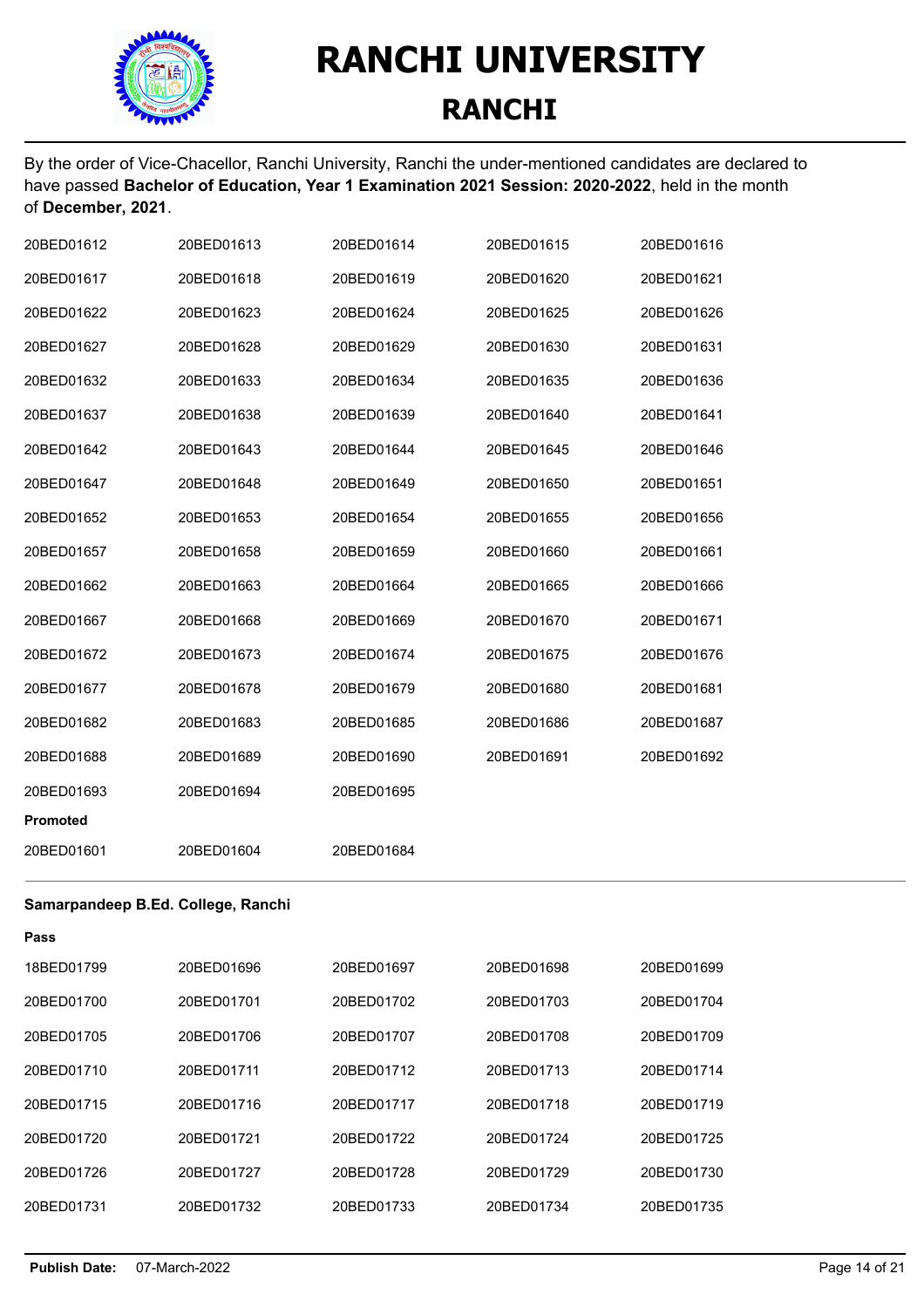# RANCHI UNIVERSITY

## RANCHI

By the order of Vice-Chacellor, Ranchi University, Ranchi the under-mentioned candidates are declared to have passed **Bachelor of Education, Year 1 Examination 2021 Session: 2020-2022**, held in the month of **December, 2021**.

| | | | | |
|---|---|---|---|---|
| 20BED01612 | 20BED01613 | 20BED01614 | 20BED01615 | 20BED01616 |
| 20BED01617 | 20BED01618 | 20BED01619 | 20BED01620 | 20BED01621 |
| 20BED01622 | 20BED01623 | 20BED01624 | 20BED01625 | 20BED01626 |
| 20BED01627 | 20BED01628 | 20BED01629 | 20BED01630 | 20BED01631 |
| 20BED01632 | 20BED01633 | 20BED01634 | 20BED01635 | 20BED01636 |
| 20BED01637 | 20BED01638 | 20BED01639 | 20BED01640 | 20BED01641 |
| 20BED01642 | 20BED01643 | 20BED01644 | 20BED01645 | 20BED01646 |
| 20BED01647 | 20BED01648 | 20BED01649 | 20BED01650 | 20BED01651 |
| 20BED01652 | 20BED01653 | 20BED01654 | 20BED01655 | 20BED01656 |
| 20BED01657 | 20BED01658 | 20BED01659 | 20BED01660 | 20BED01661 |
| 20BED01662 | 20BED01663 | 20BED01664 | 20BED01665 | 20BED01666 |
| 20BED01667 | 20BED01668 | 20BED01669 | 20BED01670 | 20BED01671 |
| 20BED01672 | 20BED01673 | 20BED01674 | 20BED01675 | 20BED01676 |
| 20BED01677 | 20BED01678 | 20BED01679 | 20BED01680 | 20BED01681 |
| 20BED01682 | 20BED01683 | 20BED01685 | 20BED01686 | 20BED01687 |
| 20BED01688 | 20BED01689 | 20BED01690 | 20BED01691 | 20BED01692 |
| 20BED01693 | 20BED01694 | 20BED01695 | | |

**Promoted**

| | | |
|---|---|---|
| 20BED01601 | 20BED01604 | 20BED01684 |

---

**Samarpandeep B.Ed. College, Ranchi**

**Pass**

| | | | | |
|---|---|---|---|---|
| 18BED01799 | 20BED01696 | 20BED01697 | 20BED01698 | 20BED01699 |
| 20BED01700 | 20BED01701 | 20BED01702 | 20BED01703 | 20BED01704 |
| 20BED01705 | 20BED01706 | 20BED01707 | 20BED01708 | 20BED01709 |
| 20BED01710 | 20BED01711 | 20BED01712 | 20BED01713 | 20BED01714 |
| 20BED01715 | 20BED01716 | 20BED01717 | 20BED01718 | 20BED01719 |
| 20BED01720 | 20BED01721 | 20BED01722 | 20BED01724 | 20BED01725 |
| 20BED01726 | 20BED01727 | 20BED01728 | 20BED01729 | 20BED01730 |
| 20BED01731 | 20BED01732 | 20BED01733 | 20BED01734 | 20BED01735 |

**Publish Date:** 07-March-2022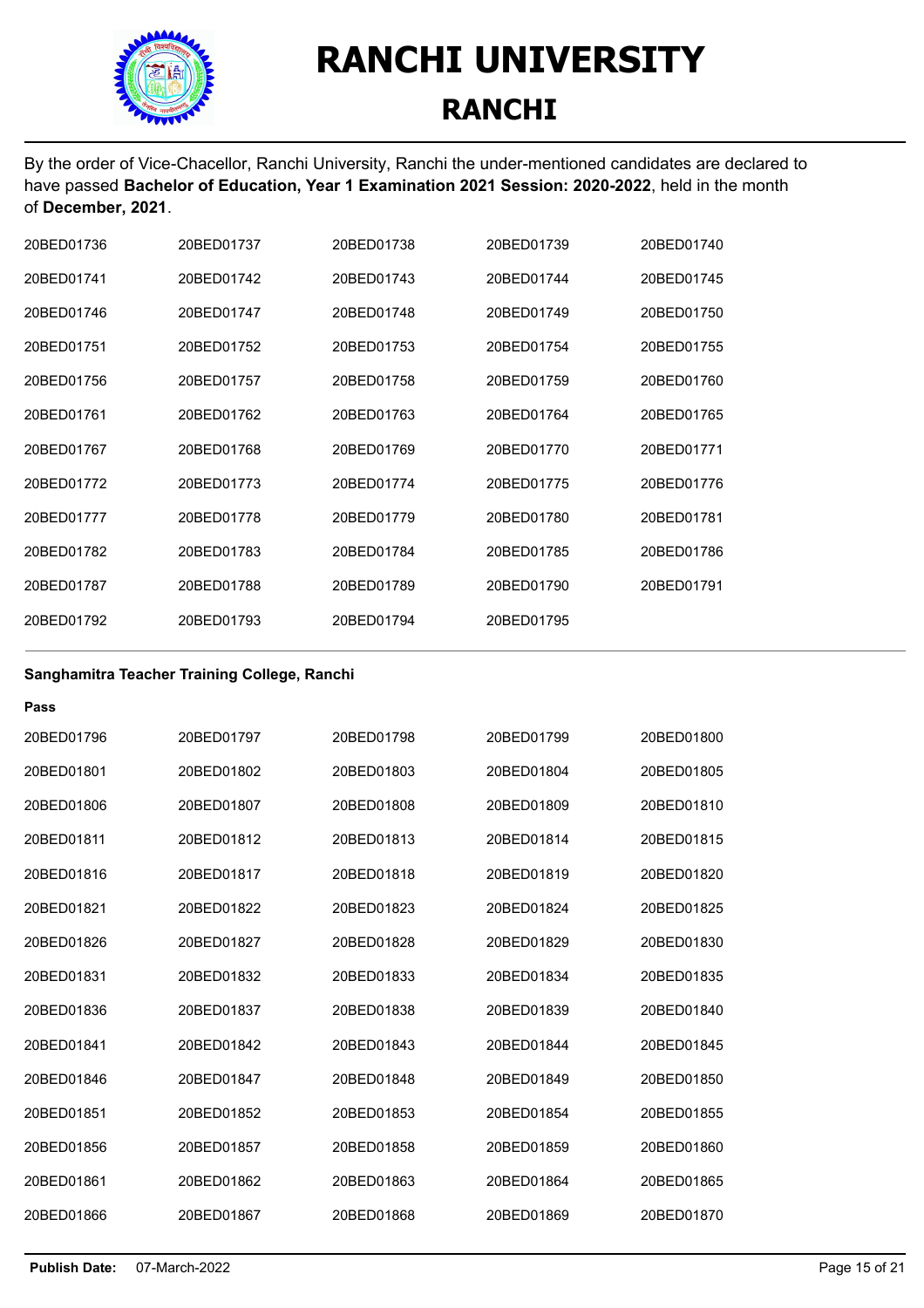# RANCHI UNIVERSITY

## RANCHI

By the order of Vice-Chacellor, Ranchi University, Ranchi the under-mentioned candidates are declared to have passed **Bachelor of Education, Year 1 Examination 2021 Session: 2020-2022**, held in the month of **December, 2021**.

| | | | | |
|---|---|---|---|---|
| 20BED01736 | 20BED01737 | 20BED01738 | 20BED01739 | 20BED01740 |
| 20BED01741 | 20BED01742 | 20BED01743 | 20BED01744 | 20BED01745 |
| 20BED01746 | 20BED01747 | 20BED01748 | 20BED01749 | 20BED01750 |
| 20BED01751 | 20BED01752 | 20BED01753 | 20BED01754 | 20BED01755 |
| 20BED01756 | 20BED01757 | 20BED01758 | 20BED01759 | 20BED01760 |
| 20BED01761 | 20BED01762 | 20BED01763 | 20BED01764 | 20BED01765 |
| 20BED01767 | 20BED01768 | 20BED01769 | 20BED01770 | 20BED01771 |
| 20BED01772 | 20BED01773 | 20BED01774 | 20BED01775 | 20BED01776 |
| 20BED01777 | 20BED01778 | 20BED01779 | 20BED01780 | 20BED01781 |
| 20BED01782 | 20BED01783 | 20BED01784 | 20BED01785 | 20BED01786 |
| 20BED01787 | 20BED01788 | 20BED01789 | 20BED01790 | 20BED01791 |
| 20BED01792 | 20BED01793 | 20BED01794 | 20BED01795 | |

**Sanghamitra Teacher Training College, Ranchi**

**Pass**

| | | | | |
|---|---|---|---|---|
| 20BED01796 | 20BED01797 | 20BED01798 | 20BED01799 | 20BED01800 |
| 20BED01801 | 20BED01802 | 20BED01803 | 20BED01804 | 20BED01805 |
| 20BED01806 | 20BED01807 | 20BED01808 | 20BED01809 | 20BED01810 |
| 20BED01811 | 20BED01812 | 20BED01813 | 20BED01814 | 20BED01815 |
| 20BED01816 | 20BED01817 | 20BED01818 | 20BED01819 | 20BED01820 |
| 20BED01821 | 20BED01822 | 20BED01823 | 20BED01824 | 20BED01825 |
| 20BED01826 | 20BED01827 | 20BED01828 | 20BED01829 | 20BED01830 |
| 20BED01831 | 20BED01832 | 20BED01833 | 20BED01834 | 20BED01835 |
| 20BED01836 | 20BED01837 | 20BED01838 | 20BED01839 | 20BED01840 |
| 20BED01841 | 20BED01842 | 20BED01843 | 20BED01844 | 20BED01845 |
| 20BED01846 | 20BED01847 | 20BED01848 | 20BED01849 | 20BED01850 |
| 20BED01851 | 20BED01852 | 20BED01853 | 20BED01854 | 20BED01855 |
| 20BED01856 | 20BED01857 | 20BED01858 | 20BED01859 | 20BED01860 |
| 20BED01861 | 20BED01862 | 20BED01863 | 20BED01864 | 20BED01865 |
| 20BED01866 | 20BED01867 | 20BED01868 | 20BED01869 | 20BED01870 |

**Publish Date:** 07-March-2022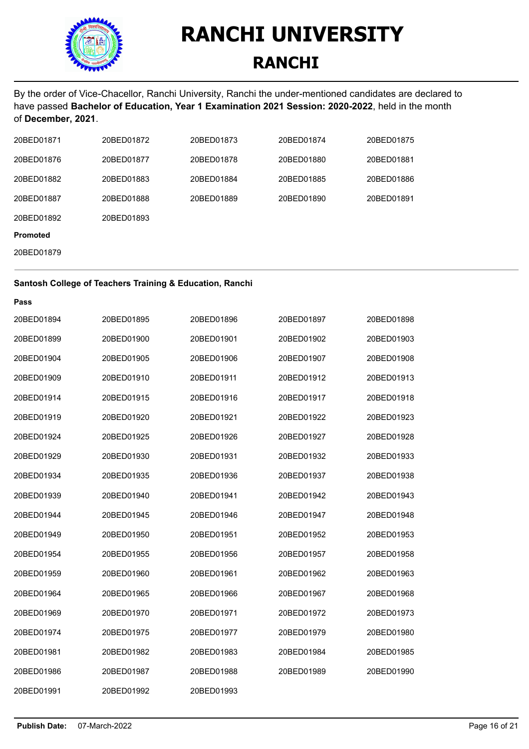# RANCHI UNIVERSITY

## RANCHI

By the order of Vice-Chacellor, Ranchi University, Ranchi the under-mentioned candidates are declared to have passed **Bachelor of Education, Year 1 Examination 2021 Session: 2020-2022**, held in the month of **December, 2021**.

| | | | | |
|---|---|---|---|---|
| 20BED01871 | 20BED01872 | 20BED01873 | 20BED01874 | 20BED01875 |
| 20BED01876 | 20BED01877 | 20BED01878 | 20BED01880 | 20BED01881 |
| 20BED01882 | 20BED01883 | 20BED01884 | 20BED01885 | 20BED01886 |
| 20BED01887 | 20BED01888 | 20BED01889 | 20BED01890 | 20BED01891 |
| 20BED01892 | 20BED01893 | | | |

**Promoted**

20BED01879

---

**Santosh College of Teachers Training & Education, Ranchi**

**Pass**

| | | | | |
|---|---|---|---|---|
| 20BED01894 | 20BED01895 | 20BED01896 | 20BED01897 | 20BED01898 |
| 20BED01899 | 20BED01900 | 20BED01901 | 20BED01902 | 20BED01903 |
| 20BED01904 | 20BED01905 | 20BED01906 | 20BED01907 | 20BED01908 |
| 20BED01909 | 20BED01910 | 20BED01911 | 20BED01912 | 20BED01913 |
| 20BED01914 | 20BED01915 | 20BED01916 | 20BED01917 | 20BED01918 |
| 20BED01919 | 20BED01920 | 20BED01921 | 20BED01922 | 20BED01923 |
| 20BED01924 | 20BED01925 | 20BED01926 | 20BED01927 | 20BED01928 |
| 20BED01929 | 20BED01930 | 20BED01931 | 20BED01932 | 20BED01933 |
| 20BED01934 | 20BED01935 | 20BED01936 | 20BED01937 | 20BED01938 |
| 20BED01939 | 20BED01940 | 20BED01941 | 20BED01942 | 20BED01943 |
| 20BED01944 | 20BED01945 | 20BED01946 | 20BED01947 | 20BED01948 |
| 20BED01949 | 20BED01950 | 20BED01951 | 20BED01952 | 20BED01953 |
| 20BED01954 | 20BED01955 | 20BED01956 | 20BED01957 | 20BED01958 |
| 20BED01959 | 20BED01960 | 20BED01961 | 20BED01962 | 20BED01963 |
| 20BED01964 | 20BED01965 | 20BED01966 | 20BED01967 | 20BED01968 |
| 20BED01969 | 20BED01970 | 20BED01971 | 20BED01972 | 20BED01973 |
| 20BED01974 | 20BED01975 | 20BED01977 | 20BED01979 | 20BED01980 |
| 20BED01981 | 20BED01982 | 20BED01983 | 20BED01984 | 20BED01985 |
| 20BED01986 | 20BED01987 | 20BED01988 | 20BED01989 | 20BED01990 |
| 20BED01991 | 20BED01992 | 20BED01993 | | |

**Publish Date:** 07-March-2022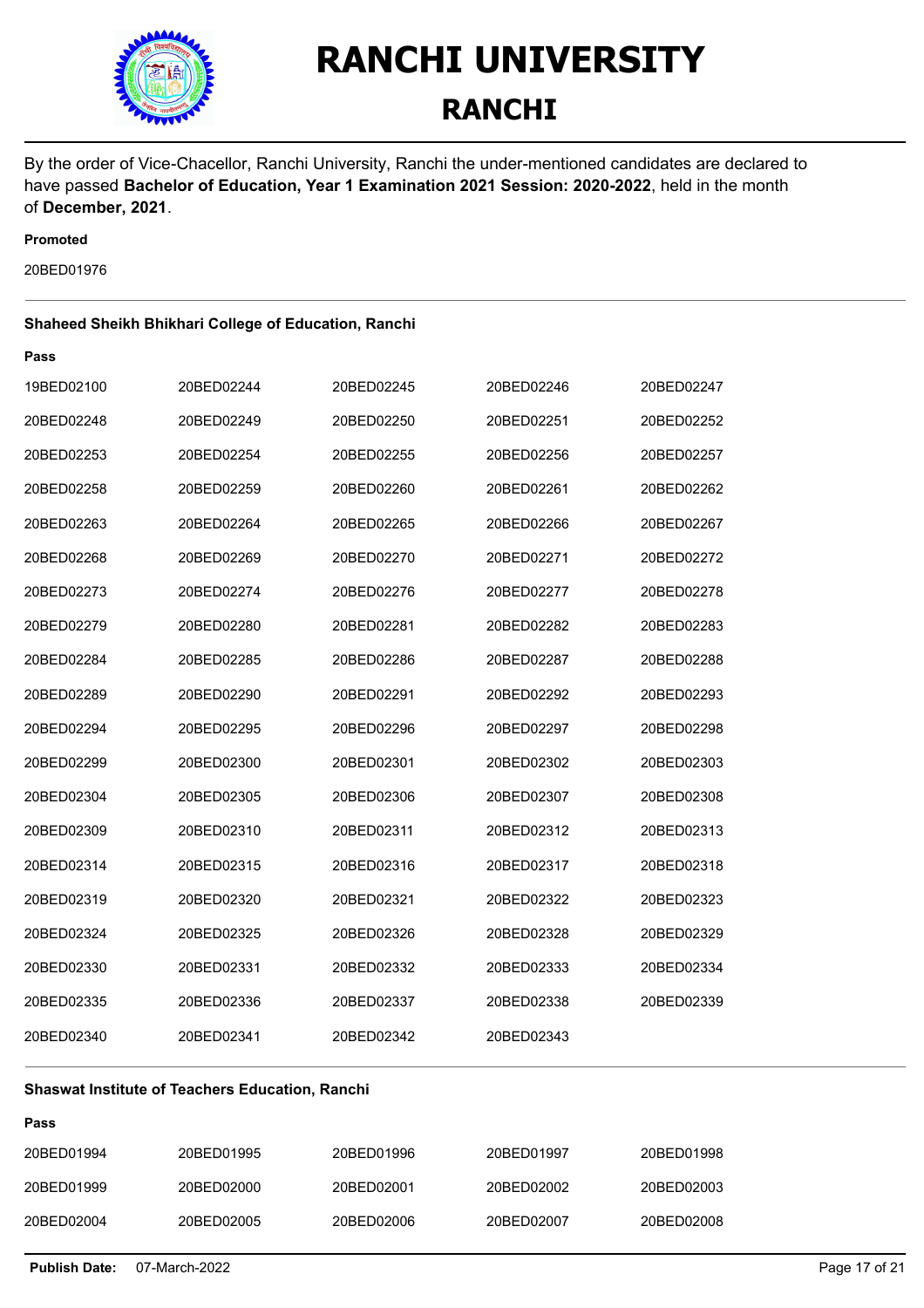# RANCHI UNIVERSITY

## RANCHI

By the order of Vice-Chacellor, Ranchi University, Ranchi the under-mentioned candidates are declared to have passed **Bachelor of Education, Year 1 Examination 2021 Session: 2020-2022**, held in the month of **December, 2021**.

**Promoted**

20BED01976

---

### Shaheed Sheikh Bhikhari College of Education, Ranchi

**Pass**

| | | | | |
|---|---|---|---|---|
| 19BED02100 | 20BED02244 | 20BED02245 | 20BED02246 | 20BED02247 |
| 20BED02248 | 20BED02249 | 20BED02250 | 20BED02251 | 20BED02252 |
| 20BED02253 | 20BED02254 | 20BED02255 | 20BED02256 | 20BED02257 |
| 20BED02258 | 20BED02259 | 20BED02260 | 20BED02261 | 20BED02262 |
| 20BED02263 | 20BED02264 | 20BED02265 | 20BED02266 | 20BED02267 |
| 20BED02268 | 20BED02269 | 20BED02270 | 20BED02271 | 20BED02272 |
| 20BED02273 | 20BED02274 | 20BED02276 | 20BED02277 | 20BED02278 |
| 20BED02279 | 20BED02280 | 20BED02281 | 20BED02282 | 20BED02283 |
| 20BED02284 | 20BED02285 | 20BED02286 | 20BED02287 | 20BED02288 |
| 20BED02289 | 20BED02290 | 20BED02291 | 20BED02292 | 20BED02293 |
| 20BED02294 | 20BED02295 | 20BED02296 | 20BED02297 | 20BED02298 |
| 20BED02299 | 20BED02300 | 20BED02301 | 20BED02302 | 20BED02303 |
| 20BED02304 | 20BED02305 | 20BED02306 | 20BED02307 | 20BED02308 |
| 20BED02309 | 20BED02310 | 20BED02311 | 20BED02312 | 20BED02313 |
| 20BED02314 | 20BED02315 | 20BED02316 | 20BED02317 | 20BED02318 |
| 20BED02319 | 20BED02320 | 20BED02321 | 20BED02322 | 20BED02323 |
| 20BED02324 | 20BED02325 | 20BED02326 | 20BED02328 | 20BED02329 |
| 20BED02330 | 20BED02331 | 20BED02332 | 20BED02333 | 20BED02334 |
| 20BED02335 | 20BED02336 | 20BED02337 | 20BED02338 | 20BED02339 |
| 20BED02340 | 20BED02341 | 20BED02342 | 20BED02343 | |

---

### Shaswat Institute of Teachers Education, Ranchi

**Pass**

| | | | | |
|---|---|---|---|---|
| 20BED01994 | 20BED01995 | 20BED01996 | 20BED01997 | 20BED01998 |
| 20BED01999 | 20BED02000 | 20BED02001 | 20BED02002 | 20BED02003 |
| 20BED02004 | 20BED02005 | 20BED02006 | 20BED02007 | 20BED02008 |

**Publish Date:** 07-March-2022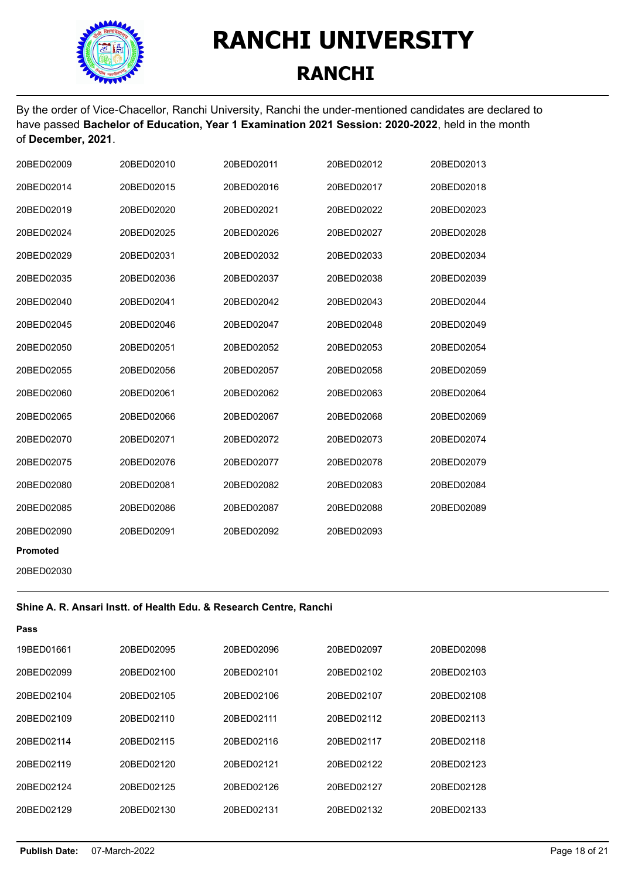# RANCHI UNIVERSITY

## RANCHI

By the order of Vice-Chacellor, Ranchi University, Ranchi the under-mentioned candidates are declared to have passed **Bachelor of Education, Year 1 Examination 2021 Session: 2020-2022**, held in the month of **December, 2021**.

| | | | | |
|---|---|---|---|---|
| 20BED02009 | 20BED02010 | 20BED02011 | 20BED02012 | 20BED02013 |
| 20BED02014 | 20BED02015 | 20BED02016 | 20BED02017 | 20BED02018 |
| 20BED02019 | 20BED02020 | 20BED02021 | 20BED02022 | 20BED02023 |
| 20BED02024 | 20BED02025 | 20BED02026 | 20BED02027 | 20BED02028 |
| 20BED02029 | 20BED02031 | 20BED02032 | 20BED02033 | 20BED02034 |
| 20BED02035 | 20BED02036 | 20BED02037 | 20BED02038 | 20BED02039 |
| 20BED02040 | 20BED02041 | 20BED02042 | 20BED02043 | 20BED02044 |
| 20BED02045 | 20BED02046 | 20BED02047 | 20BED02048 | 20BED02049 |
| 20BED02050 | 20BED02051 | 20BED02052 | 20BED02053 | 20BED02054 |
| 20BED02055 | 20BED02056 | 20BED02057 | 20BED02058 | 20BED02059 |
| 20BED02060 | 20BED02061 | 20BED02062 | 20BED02063 | 20BED02064 |
| 20BED02065 | 20BED02066 | 20BED02067 | 20BED02068 | 20BED02069 |
| 20BED02070 | 20BED02071 | 20BED02072 | 20BED02073 | 20BED02074 |
| 20BED02075 | 20BED02076 | 20BED02077 | 20BED02078 | 20BED02079 |
| 20BED02080 | 20BED02081 | 20BED02082 | 20BED02083 | 20BED02084 |
| 20BED02085 | 20BED02086 | 20BED02087 | 20BED02088 | 20BED02089 |
| 20BED02090 | 20BED02091 | 20BED02092 | 20BED02093 | |

**Promoted**

20BED02030

---

**Shine A. R. Ansari Instt. of Health Edu. & Research Centre, Ranchi**

**Pass**

| | | | | |
|---|---|---|---|---|
| 19BED01661 | 20BED02095 | 20BED02096 | 20BED02097 | 20BED02098 |
| 20BED02099 | 20BED02100 | 20BED02101 | 20BED02102 | 20BED02103 |
| 20BED02104 | 20BED02105 | 20BED02106 | 20BED02107 | 20BED02108 |
| 20BED02109 | 20BED02110 | 20BED02111 | 20BED02112 | 20BED02113 |
| 20BED02114 | 20BED02115 | 20BED02116 | 20BED02117 | 20BED02118 |
| 20BED02119 | 20BED02120 | 20BED02121 | 20BED02122 | 20BED02123 |
| 20BED02124 | 20BED02125 | 20BED02126 | 20BED02127 | 20BED02128 |
| 20BED02129 | 20BED02130 | 20BED02131 | 20BED02132 | 20BED02133 |

**Publish Date:** 07-March-2022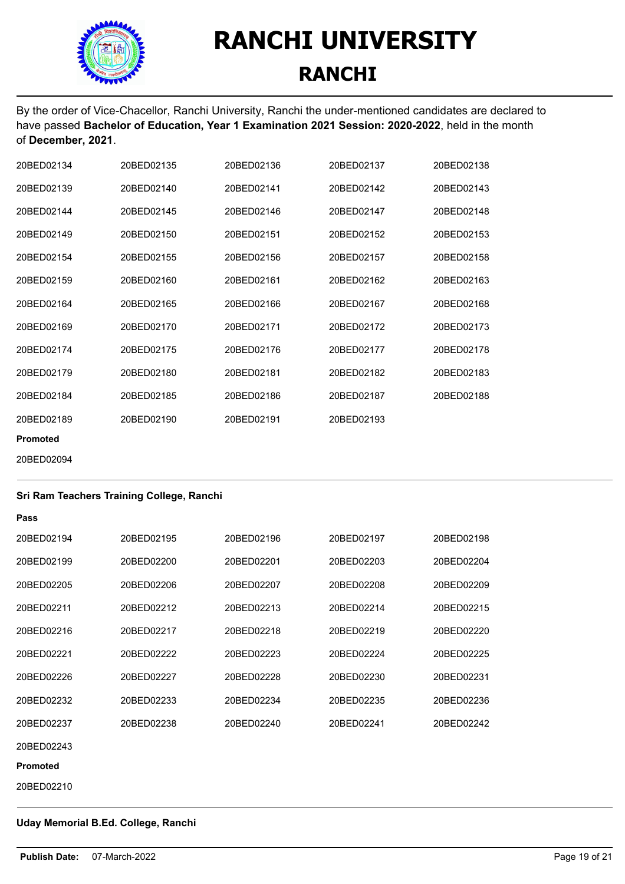# RANCHI UNIVERSITY

## RANCHI

By the order of Vice-Chacellor, Ranchi University, Ranchi the under-mentioned candidates are declared to have passed **Bachelor of Education, Year 1 Examination 2021 Session: 2020-2022**, held in the month of **December, 2021**.

| | | | | |
|---|---|---|---|---|
| 20BED02134 | 20BED02135 | 20BED02136 | 20BED02137 | 20BED02138 |
| 20BED02139 | 20BED02140 | 20BED02141 | 20BED02142 | 20BED02143 |
| 20BED02144 | 20BED02145 | 20BED02146 | 20BED02147 | 20BED02148 |
| 20BED02149 | 20BED02150 | 20BED02151 | 20BED02152 | 20BED02153 |
| 20BED02154 | 20BED02155 | 20BED02156 | 20BED02157 | 20BED02158 |
| 20BED02159 | 20BED02160 | 20BED02161 | 20BED02162 | 20BED02163 |
| 20BED02164 | 20BED02165 | 20BED02166 | 20BED02167 | 20BED02168 |
| 20BED02169 | 20BED02170 | 20BED02171 | 20BED02172 | 20BED02173 |
| 20BED02174 | 20BED02175 | 20BED02176 | 20BED02177 | 20BED02178 |
| 20BED02179 | 20BED02180 | 20BED02181 | 20BED02182 | 20BED02183 |
| 20BED02184 | 20BED02185 | 20BED02186 | 20BED02187 | 20BED02188 |
| 20BED02189 | 20BED02190 | 20BED02191 | 20BED02193 | |

**Promoted**

20BED02094

---

**Sri Ram Teachers Training College, Ranchi**

**Pass**

| | | | | |
|---|---|---|---|---|
| 20BED02194 | 20BED02195 | 20BED02196 | 20BED02197 | 20BED02198 |
| 20BED02199 | 20BED02200 | 20BED02201 | 20BED02203 | 20BED02204 |
| 20BED02205 | 20BED02206 | 20BED02207 | 20BED02208 | 20BED02209 |
| 20BED02211 | 20BED02212 | 20BED02213 | 20BED02214 | 20BED02215 |
| 20BED02216 | 20BED02217 | 20BED02218 | 20BED02219 | 20BED02220 |
| 20BED02221 | 20BED02222 | 20BED02223 | 20BED02224 | 20BED02225 |
| 20BED02226 | 20BED02227 | 20BED02228 | 20BED02230 | 20BED02231 |
| 20BED02232 | 20BED02233 | 20BED02234 | 20BED02235 | 20BED02236 |
| 20BED02237 | 20BED02238 | 20BED02240 | 20BED02241 | 20BED02242 |
| 20BED02243 | | | | |

**Promoted**

20BED02210

---

**Uday Memorial B.Ed. College, Ranchi**

**Publish Date:** 07-March-2022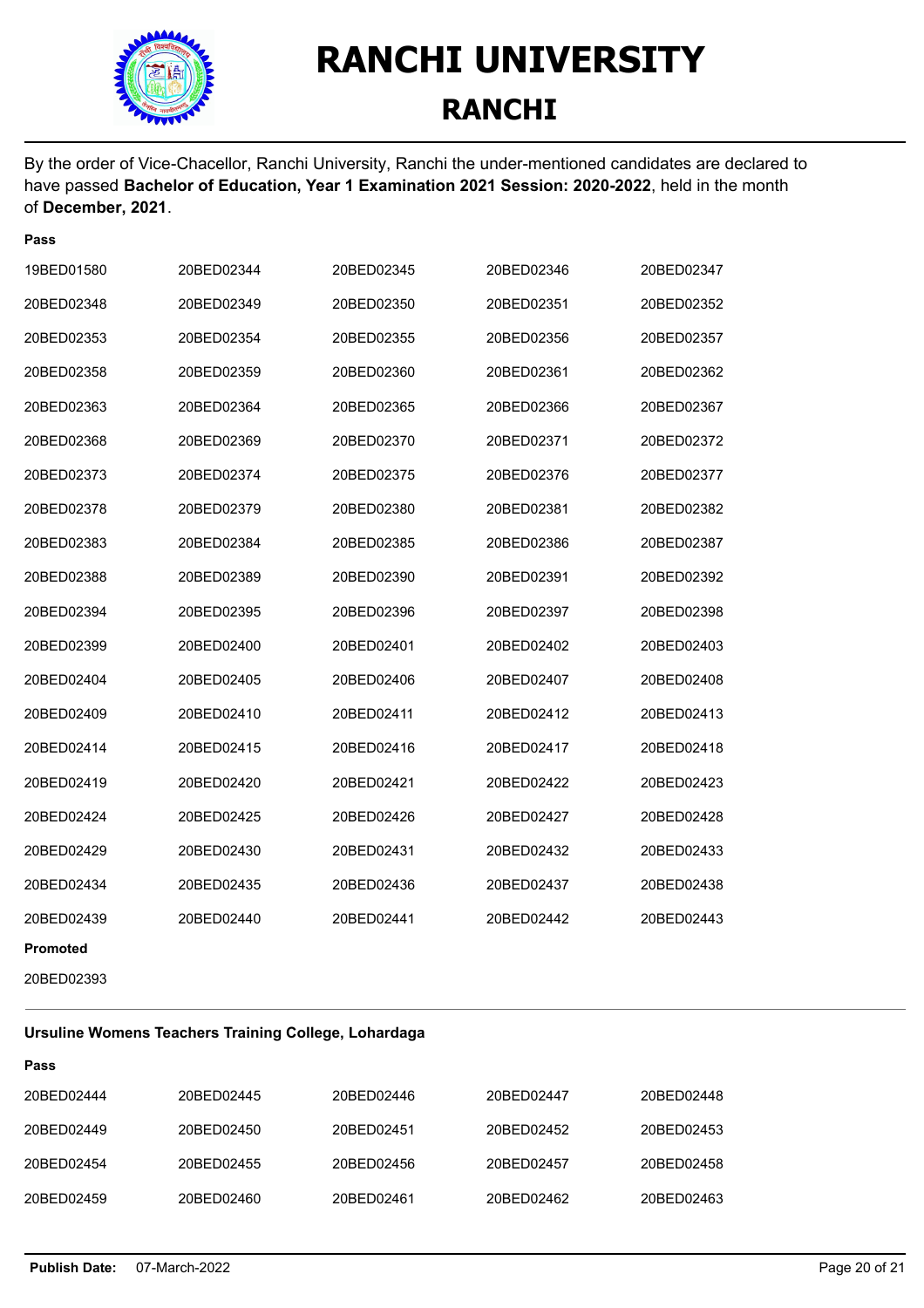# RANCHI UNIVERSITY

## RANCHI

By the order of Vice-Chacellor, Ranchi University, Ranchi the under-mentioned candidates are declared to have passed **Bachelor of Education, Year 1 Examination 2021 Session: 2020-2022**, held in the month of **December, 2021**.

**Pass**

| | | | | |
|---|---|---|---|---|
| 19BED01580 | 20BED02344 | 20BED02345 | 20BED02346 | 20BED02347 |
| 20BED02348 | 20BED02349 | 20BED02350 | 20BED02351 | 20BED02352 |
| 20BED02353 | 20BED02354 | 20BED02355 | 20BED02356 | 20BED02357 |
| 20BED02358 | 20BED02359 | 20BED02360 | 20BED02361 | 20BED02362 |
| 20BED02363 | 20BED02364 | 20BED02365 | 20BED02366 | 20BED02367 |
| 20BED02368 | 20BED02369 | 20BED02370 | 20BED02371 | 20BED02372 |
| 20BED02373 | 20BED02374 | 20BED02375 | 20BED02376 | 20BED02377 |
| 20BED02378 | 20BED02379 | 20BED02380 | 20BED02381 | 20BED02382 |
| 20BED02383 | 20BED02384 | 20BED02385 | 20BED02386 | 20BED02387 |
| 20BED02388 | 20BED02389 | 20BED02390 | 20BED02391 | 20BED02392 |
| 20BED02394 | 20BED02395 | 20BED02396 | 20BED02397 | 20BED02398 |
| 20BED02399 | 20BED02400 | 20BED02401 | 20BED02402 | 20BED02403 |
| 20BED02404 | 20BED02405 | 20BED02406 | 20BED02407 | 20BED02408 |
| 20BED02409 | 20BED02410 | 20BED02411 | 20BED02412 | 20BED02413 |
| 20BED02414 | 20BED02415 | 20BED02416 | 20BED02417 | 20BED02418 |
| 20BED02419 | 20BED02420 | 20BED02421 | 20BED02422 | 20BED02423 |
| 20BED02424 | 20BED02425 | 20BED02426 | 20BED02427 | 20BED02428 |
| 20BED02429 | 20BED02430 | 20BED02431 | 20BED02432 | 20BED02433 |
| 20BED02434 | 20BED02435 | 20BED02436 | 20BED02437 | 20BED02438 |
| 20BED02439 | 20BED02440 | 20BED02441 | 20BED02442 | 20BED02443 |

**Promoted**

20BED02393

---

### Ursuline Womens Teachers Training College, Lohardaga

**Pass**

| | | | | |
|---|---|---|---|---|
| 20BED02444 | 20BED02445 | 20BED02446 | 20BED02447 | 20BED02448 |
| 20BED02449 | 20BED02450 | 20BED02451 | 20BED02452 | 20BED02453 |
| 20BED02454 | 20BED02455 | 20BED02456 | 20BED02457 | 20BED02458 |
| 20BED02459 | 20BED02460 | 20BED02461 | 20BED02462 | 20BED02463 |

**Publish Date:** 07-March-2022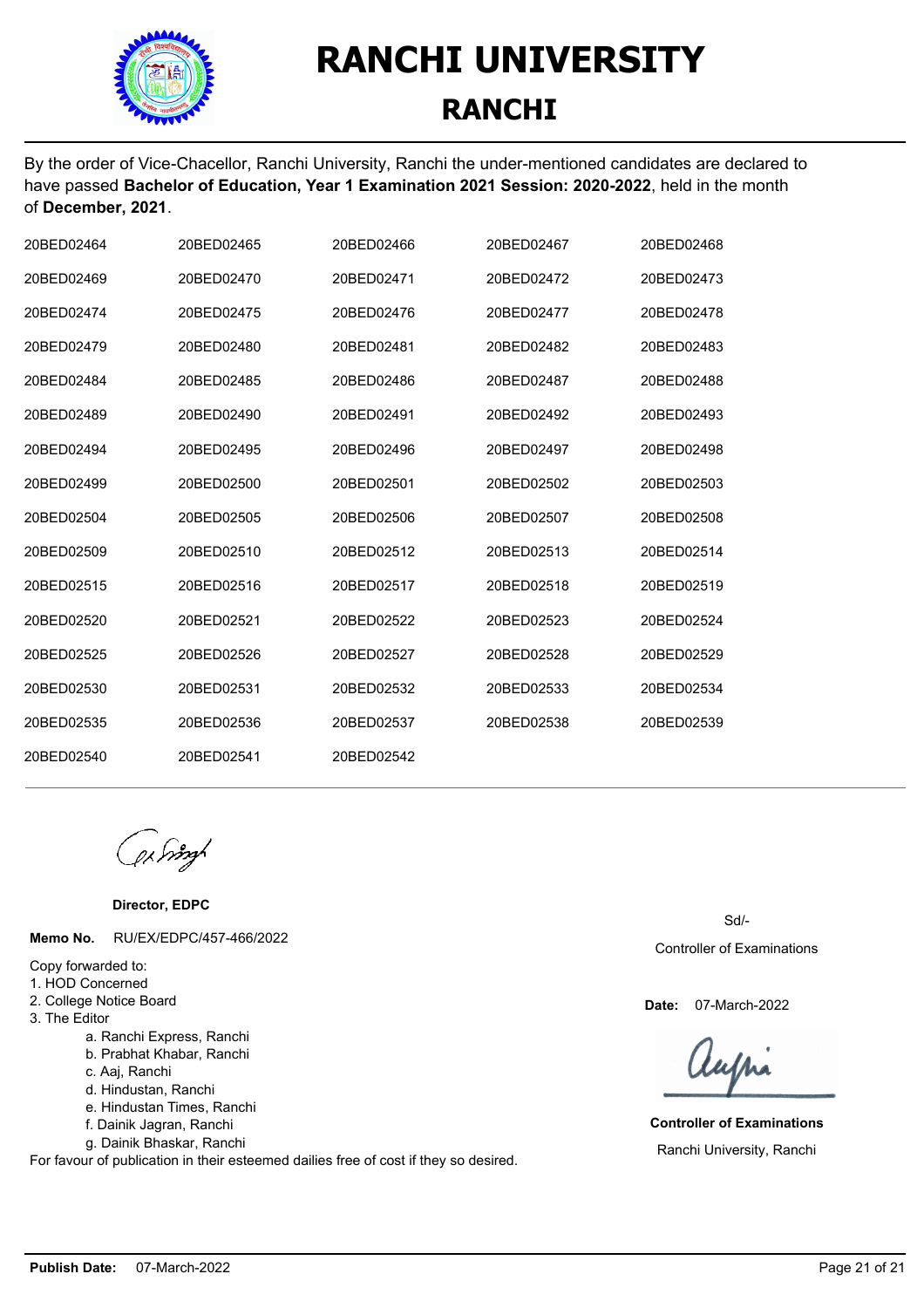# RANCHI UNIVERSITY

## RANCHI

By the order of Vice-Chacellor, Ranchi University, Ranchi the under-mentioned candidates are declared to have passed **Bachelor of Education, Year 1 Examination 2021 Session: 2020-2022**, held in the month of **December, 2021**.

| | | | | |
|---|---|---|---|---|
| 20BED02464 | 20BED02465 | 20BED02466 | 20BED02467 | 20BED02468 |
| 20BED02469 | 20BED02470 | 20BED02471 | 20BED02472 | 20BED02473 |
| 20BED02474 | 20BED02475 | 20BED02476 | 20BED02477 | 20BED02478 |
| 20BED02479 | 20BED02480 | 20BED02481 | 20BED02482 | 20BED02483 |
| 20BED02484 | 20BED02485 | 20BED02486 | 20BED02487 | 20BED02488 |
| 20BED02489 | 20BED02490 | 20BED02491 | 20BED02492 | 20BED02493 |
| 20BED02494 | 20BED02495 | 20BED02496 | 20BED02497 | 20BED02498 |
| 20BED02499 | 20BED02500 | 20BED02501 | 20BED02502 | 20BED02503 |
| 20BED02504 | 20BED02505 | 20BED02506 | 20BED02507 | 20BED02508 |
| 20BED02509 | 20BED02510 | 20BED02512 | 20BED02513 | 20BED02514 |
| 20BED02515 | 20BED02516 | 20BED02517 | 20BED02518 | 20BED02519 |
| 20BED02520 | 20BED02521 | 20BED02522 | 20BED02523 | 20BED02524 |
| 20BED02525 | 20BED02526 | 20BED02527 | 20BED02528 | 20BED02529 |
| 20BED02530 | 20BED02531 | 20BED02532 | 20BED02533 | 20BED02534 |
| 20BED02535 | 20BED02536 | 20BED02537 | 20BED02538 | 20BED02539 |
| 20BED02540 | 20BED02541 | 20BED02542 | | |

**Director, EDPC**

**Memo No.** RU/EX/EDPC/457-466/2022

Sd/-

Controller of Examinations

Copy forwarded to:
1. HOD Concerned
2. College Notice Board
3. The Editor
    a. Ranchi Express, Ranchi
    b. Prabhat Khabar, Ranchi
    c. Aaj, Ranchi
    d. Hindustan, Ranchi
    e. Hindustan Times, Ranchi
    f. Dainik Jagran, Ranchi
    g. Dainik Bhaskar, Ranchi

For favour of publication in their esteemed dailies free of cost if they so desired.

**Date:** 07-March-2022

**Controller of Examinations**

Ranchi University, Ranchi

**Publish Date:** 07-March-2022